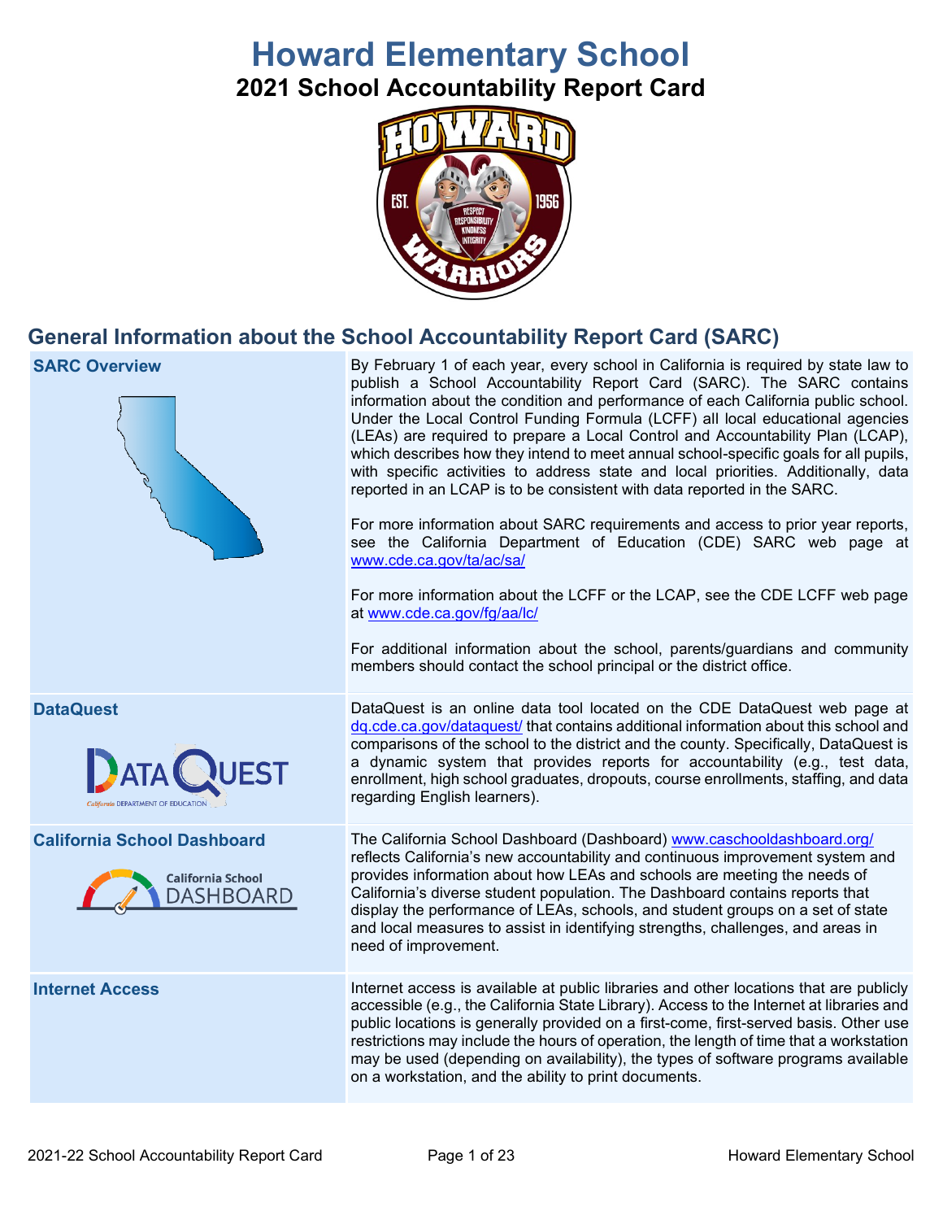# Howard Elementary School

## 2021 School Accountability Report Card

## General Information about the School Accountability Report Card (SARC)

| | |
|---|---|
| **SARC Overview** | By February 1 of each year, every school in California is required by state law to publish a School Accountability Report Card (SARC). The SARC contains information about the condition and performance of each California public school. Under the Local Control Funding Formula (LCFF) all local educational agencies (LEAs) are required to prepare a Local Control and Accountability Plan (LCAP), which describes how they intend to meet annual school-specific goals for all pupils, with specific activities to address state and local priorities. Additionally, data reported in an LCAP is to be consistent with data reported in the SARC. For more information about SARC requirements and access to prior year reports, see the California Department of Education (CDE) SARC web page at www.cde.ca.gov/ta/ac/sa/ For more information about the LCFF or the LCAP, see the CDE LCFF web page at www.cde.ca.gov/fg/aa/lc/ For additional information about the school, parents/guardians and community members should contact the school principal or the district office. |
| **DataQuest** | DataQuest is an online data tool located on the CDE DataQuest web page at dq.cde.ca.gov/dataquest/ that contains additional information about this school and comparisons of the school to the district and the county. Specifically, DataQuest is a dynamic system that provides reports for accountability (e.g., test data, enrollment, high school graduates, dropouts, course enrollments, staffing, and data regarding English learners). |
| **California School Dashboard** | The California School Dashboard (Dashboard) www.caschooldashboard.org/ reflects California's new accountability and continuous improvement system and provides information about how LEAs and schools are meeting the needs of California's diverse student population. The Dashboard contains reports that display the performance of LEAs, schools, and student groups on a set of state and local measures to assist in identifying strengths, challenges, and areas in need of improvement. |
| **Internet Access** | Internet access is available at public libraries and other locations that are publicly accessible (e.g., the California State Library). Access to the Internet at libraries and public locations is generally provided on a first-come, first-served basis. Other use restrictions may include the hours of operation, the length of time that a workstation may be used (depending on availability), the types of software programs available on a workstation, and the ability to print documents. |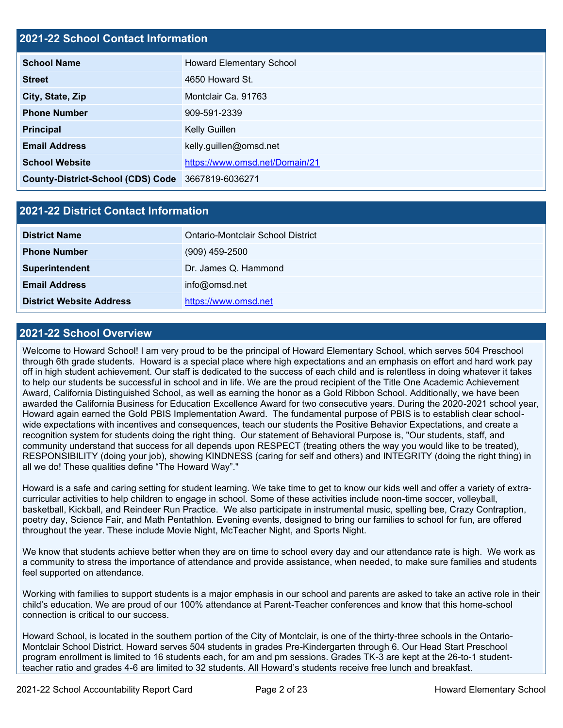## 2021-22 School Contact Information

| School Name | Howard Elementary School |
|---|---|
| Street | 4650 Howard St. |
| City, State, Zip | Montclair Ca. 91763 |
| Phone Number | 909-591-2339 |
| Principal | Kelly Guillen |
| Email Address | kelly.guillen@omsd.net |
| School Website | https://www.omsd.net/Domain/21 |
| County-District-School (CDS) Code | 3667819-6036271 |

## 2021-22 District Contact Information

| District Name | Ontario-Montclair School District |
|---|---|
| Phone Number | (909) 459-2500 |
| Superintendent | Dr. James Q. Hammond |
| Email Address | info@omsd.net |
| District Website Address | https://www.omsd.net |

## 2021-22 School Overview

Welcome to Howard School! I am very proud to be the principal of Howard Elementary School, which serves 504 Preschool through 6th grade students. Howard is a special place where high expectations and an emphasis on effort and hard work pay off in high student achievement. Our staff is dedicated to the success of each child and is relentless in doing whatever it takes to help our students be successful in school and in life. We are the proud recipient of the Title One Academic Achievement Award, California Distinguished School, as well as earning the honor as a Gold Ribbon School. Additionally, we have been awarded the California Business for Education Excellence Award for two consecutive years. During the 2020-2021 school year, Howard again earned the Gold PBIS Implementation Award. The fundamental purpose of PBIS is to establish clear school-wide expectations with incentives and consequences, teach our students the Positive Behavior Expectations, and create a recognition system for students doing the right thing. Our statement of Behavioral Purpose is, "Our students, staff, and community understand that success for all depends upon RESPECT (treating others the way you would like to be treated), RESPONSIBILITY (doing your job), showing KINDNESS (caring for self and others) and INTEGRITY (doing the right thing) in all we do! These qualities define "The Howard Way"."

Howard is a safe and caring setting for student learning. We take time to get to know our kids well and offer a variety of extra-curricular activities to help children to engage in school. Some of these activities include noon-time soccer, volleyball, basketball, Kickball, and Reindeer Run Practice. We also participate in instrumental music, spelling bee, Crazy Contraption, poetry day, Science Fair, and Math Pentathlon. Evening events, designed to bring our families to school for fun, are offered throughout the year. These include Movie Night, McTeacher Night, and Sports Night.

We know that students achieve better when they are on time to school every day and our attendance rate is high. We work as a community to stress the importance of attendance and provide assistance, when needed, to make sure families and students feel supported on attendance.

Working with families to support students is a major emphasis in our school and parents are asked to take an active role in their child's education. We are proud of our 100% attendance at Parent-Teacher conferences and know that this home-school connection is critical to our success.

Howard School, is located in the southern portion of the City of Montclair, is one of the thirty-three schools in the Ontario-Montclair School District. Howard serves 504 students in grades Pre-Kindergarten through 6. Our Head Start Preschool program enrollment is limited to 16 students each, for am and pm sessions. Grades TK-3 are kept at the 26-to-1 student-teacher ratio and grades 4-6 are limited to 32 students. All Howard's students receive free lunch and breakfast.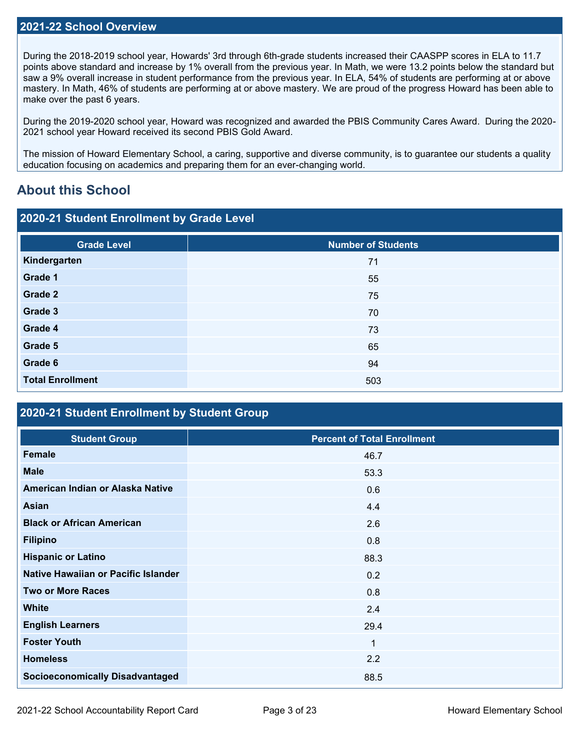## 2021-22 School Overview

During the 2018-2019 school year, Howards' 3rd through 6th-grade students increased their CAASPP scores in ELA to 11.7 points above standard and increase by 1% overall from the previous year. In Math, we were 13.2 points below the standard but saw a 9% overall increase in student performance from the previous year. In ELA, 54% of students are performing at or above mastery. In Math, 46% of students are performing at or above mastery. We are proud of the progress Howard has been able to make over the past 6 years.

During the 2019-2020 school year, Howard was recognized and awarded the PBIS Community Cares Award. During the 2020-2021 school year Howard received its second PBIS Gold Award.

The mission of Howard Elementary School, a caring, supportive and diverse community, is to guarantee our students a quality education focusing on academics and preparing them for an ever-changing world.

# About this School

## 2020-21 Student Enrollment by Grade Level

| Grade Level | Number of Students |
|---|---|
| **Kindergarten** | 71 |
| **Grade 1** | 55 |
| **Grade 2** | 75 |
| **Grade 3** | 70 |
| **Grade 4** | 73 |
| **Grade 5** | 65 |
| **Grade 6** | 94 |
| **Total Enrollment** | 503 |

## 2020-21 Student Enrollment by Student Group

| Student Group | Percent of Total Enrollment |
|---|---|
| **Female** | 46.7 |
| **Male** | 53.3 |
| **American Indian or Alaska Native** | 0.6 |
| **Asian** | 4.4 |
| **Black or African American** | 2.6 |
| **Filipino** | 0.8 |
| **Hispanic or Latino** | 88.3 |
| **Native Hawaiian or Pacific Islander** | 0.2 |
| **Two or More Races** | 0.8 |
| **White** | 2.4 |
| **English Learners** | 29.4 |
| **Foster Youth** | 1 |
| **Homeless** | 2.2 |
| **Socioeconomically Disadvantaged** | 88.5 |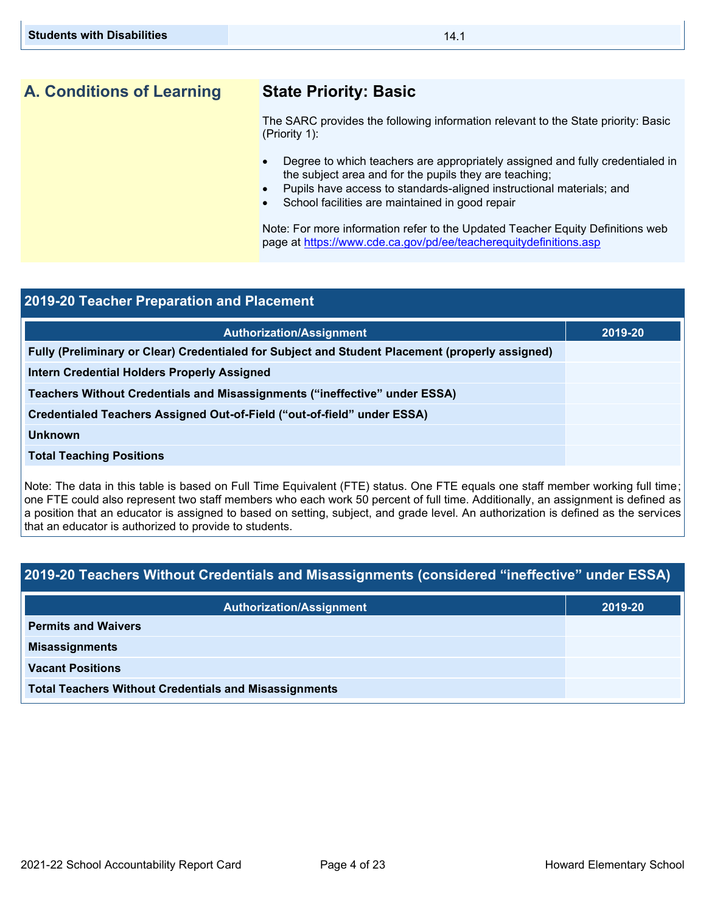| Students with Disabilities | 14.1 |
|---|---|

## A. Conditions of Learning

### State Priority: Basic

The SARC provides the following information relevant to the State priority: Basic (Priority 1):

- Degree to which teachers are appropriately assigned and fully credentialed in the subject area and for the pupils they are teaching;
- Pupils have access to standards-aligned instructional materials; and
- School facilities are maintained in good repair

Note: For more information refer to the Updated Teacher Equity Definitions web page at https://www.cde.ca.gov/pd/ee/teacherequitydefinitions.asp

## 2019-20 Teacher Preparation and Placement

| Authorization/Assignment | 2019-20 |
|---|---|
| Fully (Preliminary or Clear) Credentialed for Subject and Student Placement (properly assigned) | |
| Intern Credential Holders Properly Assigned | |
| Teachers Without Credentials and Misassignments ("ineffective" under ESSA) | |
| Credentialed Teachers Assigned Out-of-Field ("out-of-field" under ESSA) | |
| Unknown | |
| Total Teaching Positions | |

Note: The data in this table is based on Full Time Equivalent (FTE) status. One FTE equals one staff member working full time; one FTE could also represent two staff members who each work 50 percent of full time. Additionally, an assignment is defined as a position that an educator is assigned to based on setting, subject, and grade level. An authorization is defined as the services that an educator is authorized to provide to students.

## 2019-20 Teachers Without Credentials and Misassignments (considered "ineffective" under ESSA)

| Authorization/Assignment | 2019-20 |
|---|---|
| Permits and Waivers | |
| Misassignments | |
| Vacant Positions | |
| Total Teachers Without Credentials and Misassignments | |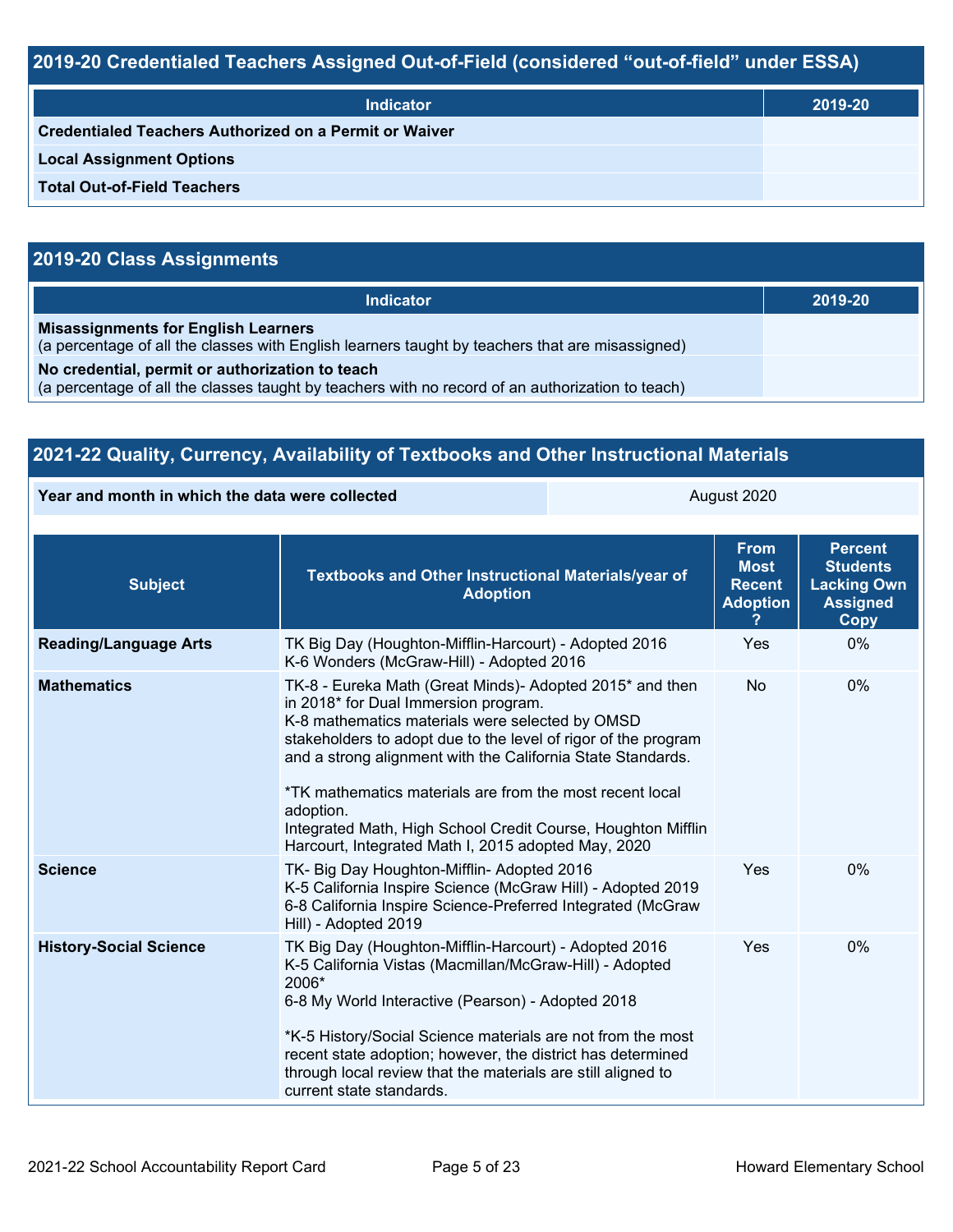## 2019-20 Credentialed Teachers Assigned Out-of-Field (considered "out-of-field" under ESSA)

| Indicator | 2019-20 |
|---|---|
| **Credentialed Teachers Authorized on a Permit or Waiver** | |
| **Local Assignment Options** | |
| **Total Out-of-Field Teachers** | |

## 2019-20 Class Assignments

| Indicator | 2019-20 |
|---|---|
| **Misassignments for English Learners**<br>(a percentage of all the classes with English learners taught by teachers that are misassigned) | |
| **No credential, permit or authorization to teach**<br>(a percentage of all the classes taught by teachers with no record of an authorization to teach) | |

## 2021-22 Quality, Currency, Availability of Textbooks and Other Instructional Materials

| **Year and month in which the data were collected** | August 2020 |
|---|---|

| Subject | Textbooks and Other Instructional Materials/year of Adoption | From Most Recent Adoption ? | Percent Students Lacking Own Assigned Copy |
|---|---|---|---|
| **Reading/Language Arts** | TK Big Day (Houghton-Mifflin-Harcourt) - Adopted 2016<br>K-6 Wonders (McGraw-Hill) - Adopted 2016 | Yes | 0% |
| **Mathematics** | TK-8 - Eureka Math (Great Minds)- Adopted 2015* and then in 2018* for Dual Immersion program.<br>K-8 mathematics materials were selected by OMSD stakeholders to adopt due to the level of rigor of the program and a strong alignment with the California State Standards.<br><br>*TK mathematics materials are from the most recent local adoption.<br>Integrated Math, High School Credit Course, Houghton Mifflin Harcourt, Integrated Math I, 2015 adopted May, 2020 | No | 0% |
| **Science** | TK- Big Day Houghton-Mifflin- Adopted 2016<br>K-5 California Inspire Science (McGraw Hill) - Adopted 2019<br>6-8 California Inspire Science-Preferred Integrated (McGraw Hill) - Adopted 2019 | Yes | 0% |
| **History-Social Science** | TK Big Day (Houghton-Mifflin-Harcourt) - Adopted 2016<br>K-5 California Vistas (Macmillan/McGraw-Hill) - Adopted 2006*<br>6-8 My World Interactive (Pearson) - Adopted 2018<br><br>*K-5 History/Social Science materials are not from the most recent state adoption; however, the district has determined through local review that the materials are still aligned to current state standards. | Yes | 0% |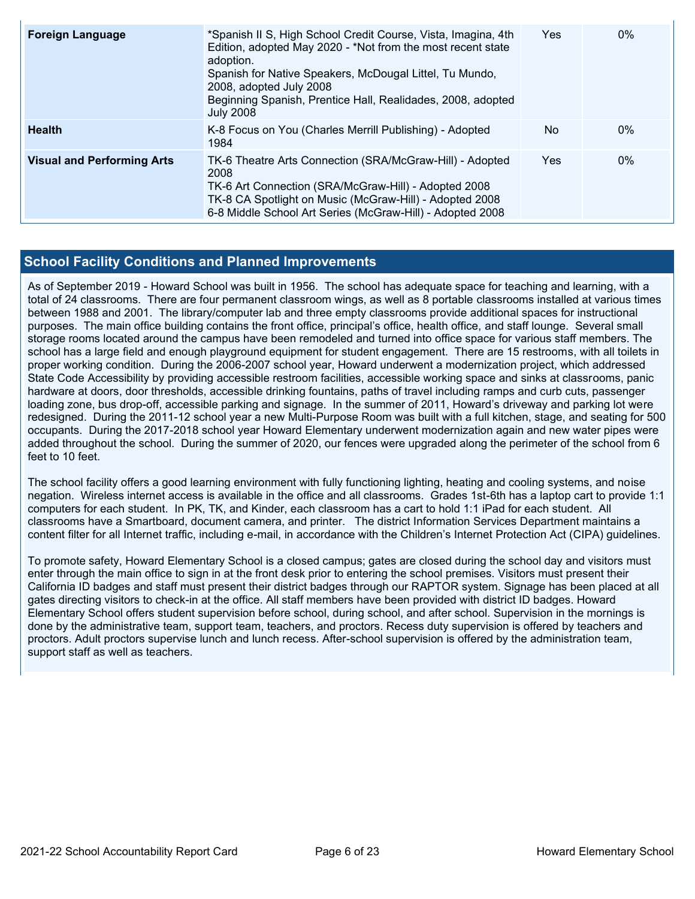| | | | |
|---|---|---|---|
| **Foreign Language** | *Spanish II S, High School Credit Course, Vista, Imagina, 4th Edition, adopted May 2020 - *Not from the most recent state adoption.<br>Spanish for Native Speakers, McDougal Littel, Tu Mundo, 2008, adopted July 2008<br>Beginning Spanish, Prentice Hall, Realidades, 2008, adopted July 2008 | Yes | 0% |
| **Health** | K-8 Focus on You (Charles Merrill Publishing) - Adopted 1984 | No | 0% |
| **Visual and Performing Arts** | TK-6 Theatre Arts Connection (SRA/McGraw-Hill) - Adopted 2008<br>TK-6 Art Connection (SRA/McGraw-Hill) - Adopted 2008<br>TK-8 CA Spotlight on Music (McGraw-Hill) - Adopted 2008<br>6-8 Middle School Art Series (McGraw-Hill) - Adopted 2008 | Yes | 0% |

## School Facility Conditions and Planned Improvements

As of September 2019 - Howard School was built in 1956. The school has adequate space for teaching and learning, with a total of 24 classrooms. There are four permanent classroom wings, as well as 8 portable classrooms installed at various times between 1988 and 2001. The library/computer lab and three empty classrooms provide additional spaces for instructional purposes. The main office building contains the front office, principal's office, health office, and staff lounge. Several small storage rooms located around the campus have been remodeled and turned into office space for various staff members. The school has a large field and enough playground equipment for student engagement. There are 15 restrooms, with all toilets in proper working condition. During the 2006-2007 school year, Howard underwent a modernization project, which addressed State Code Accessibility by providing accessible restroom facilities, accessible working space and sinks at classrooms, panic hardware at doors, door thresholds, accessible drinking fountains, paths of travel including ramps and curb cuts, passenger loading zone, bus drop-off, accessible parking and signage. In the summer of 2011, Howard's driveway and parking lot were redesigned. During the 2011-12 school year a new Multi-Purpose Room was built with a full kitchen, stage, and seating for 500 occupants. During the 2017-2018 school year Howard Elementary underwent modernization again and new water pipes were added throughout the school. During the summer of 2020, our fences were upgraded along the perimeter of the school from 6 feet to 10 feet.

The school facility offers a good learning environment with fully functioning lighting, heating and cooling systems, and noise negation. Wireless internet access is available in the office and all classrooms. Grades 1st-6th has a laptop cart to provide 1:1 computers for each student. In PK, TK, and Kinder, each classroom has a cart to hold 1:1 iPad for each student. All classrooms have a Smartboard, document camera, and printer. The district Information Services Department maintains a content filter for all Internet traffic, including e-mail, in accordance with the Children's Internet Protection Act (CIPA) guidelines.

To promote safety, Howard Elementary School is a closed campus; gates are closed during the school day and visitors must enter through the main office to sign in at the front desk prior to entering the school premises. Visitors must present their California ID badges and staff must present their district badges through our RAPTOR system. Signage has been placed at all gates directing visitors to check-in at the office. All staff members have been provided with district ID badges. Howard Elementary School offers student supervision before school, during school, and after school. Supervision in the mornings is done by the administrative team, support team, teachers, and proctors. Recess duty supervision is offered by teachers and proctors. Adult proctors supervise lunch and lunch recess. After-school supervision is offered by the administration team, support staff as well as teachers.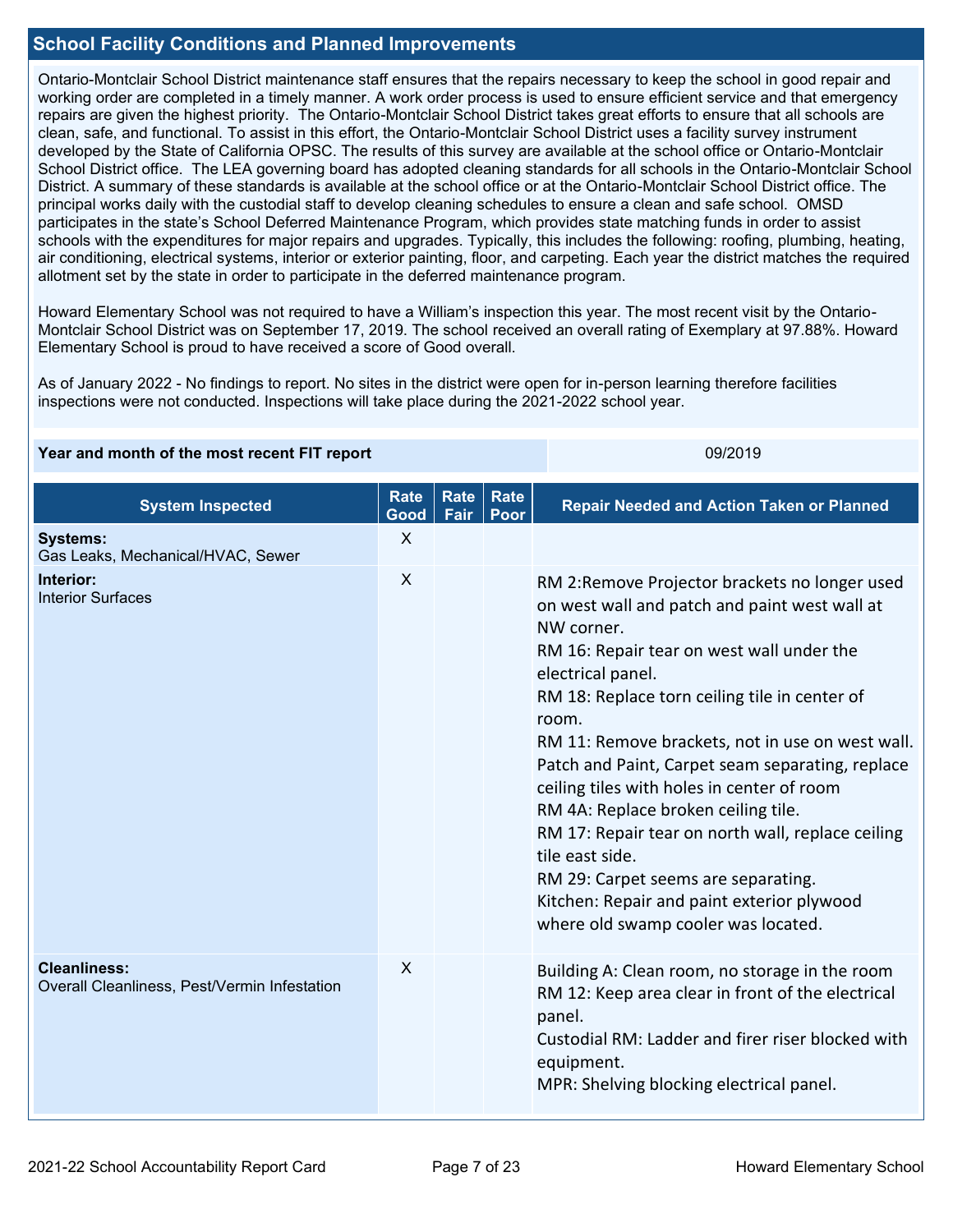## School Facility Conditions and Planned Improvements

Ontario-Montclair School District maintenance staff ensures that the repairs necessary to keep the school in good repair and working order are completed in a timely manner. A work order process is used to ensure efficient service and that emergency repairs are given the highest priority. The Ontario-Montclair School District takes great efforts to ensure that all schools are clean, safe, and functional. To assist in this effort, the Ontario-Montclair School District uses a facility survey instrument developed by the State of California OPSC. The results of this survey are available at the school office or Ontario-Montclair School District office. The LEA governing board has adopted cleaning standards for all schools in the Ontario-Montclair School District. A summary of these standards is available at the school office or at the Ontario-Montclair School District office. The principal works daily with the custodial staff to develop cleaning schedules to ensure a clean and safe school. OMSD participates in the state's School Deferred Maintenance Program, which provides state matching funds in order to assist schools with the expenditures for major repairs and upgrades. Typically, this includes the following: roofing, plumbing, heating, air conditioning, electrical systems, interior or exterior painting, floor, and carpeting. Each year the district matches the required allotment set by the state in order to participate in the deferred maintenance program.

Howard Elementary School was not required to have a William's inspection this year. The most recent visit by the Ontario-Montclair School District was on September 17, 2019. The school received an overall rating of Exemplary at 97.88%. Howard Elementary School is proud to have received a score of Good overall.

As of January 2022 - No findings to report. No sites in the district were open for in-person learning therefore facilities inspections were not conducted. Inspections will take place during the 2021-2022 school year.

| Year and month of the most recent FIT report | 09/2019 |
|---|---|

| System Inspected | Rate Good | Rate Fair | Rate Poor | Repair Needed and Action Taken or Planned |
|---|---|---|---|---|
| **Systems:** Gas Leaks, Mechanical/HVAC, Sewer | X | | | |
| **Interior:** Interior Surfaces | X | | | RM 2:Remove Projector brackets no longer used on west wall and patch and paint west wall at NW corner.<br>RM 16: Repair tear on west wall under the electrical panel.<br>RM 18: Replace torn ceiling tile in center of room.<br>RM 11: Remove brackets, not in use on west wall. Patch and Paint, Carpet seam separating, replace ceiling tiles with holes in center of room<br>RM 4A: Replace broken ceiling tile.<br>RM 17: Repair tear on north wall, replace ceiling tile east side.<br>RM 29: Carpet seems are separating.<br>Kitchen: Repair and paint exterior plywood where old swamp cooler was located. |
| **Cleanliness:** Overall Cleanliness, Pest/Vermin Infestation | X | | | Building A: Clean room, no storage in the room<br>RM 12: Keep area clear in front of the electrical panel.<br>Custodial RM: Ladder and firer riser blocked with equipment.<br>MPR: Shelving blocking electrical panel. |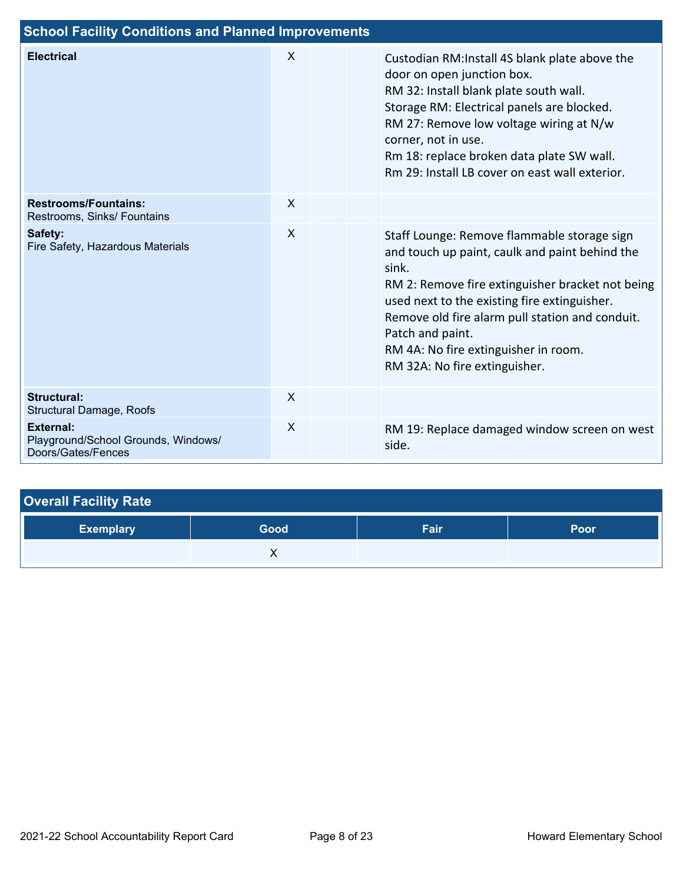## School Facility Conditions and Planned Improvements

| | | | | |
|---|---|---|---|---|
| **Electrical** | X | | | Custodian RM:Install 4S blank plate above the door on open junction box.<br>RM 32: Install blank plate south wall.<br>Storage RM: Electrical panels are blocked.<br>RM 27: Remove low voltage wiring at N/w corner, not in use.<br>Rm 18: replace broken data plate SW wall.<br>Rm 29: Install LB cover on east wall exterior. |
| **Restrooms/Fountains:** Restrooms, Sinks/ Fountains | X | | | |
| **Safety:** Fire Safety, Hazardous Materials | X | | | Staff Lounge: Remove flammable storage sign and touch up paint, caulk and paint behind the sink.<br>RM 2: Remove fire extinguisher bracket not being used next to the existing fire extinguisher.<br>Remove old fire alarm pull station and conduit. Patch and paint.<br>RM 4A: No fire extinguisher in room.<br>RM 32A: No fire extinguisher. |
| **Structural:** Structural Damage, Roofs | X | | | |
| **External:** Playground/School Grounds, Windows/ Doors/Gates/Fences | X | | | RM 19: Replace damaged window screen on west side. |

## Overall Facility Rate

| Exemplary | Good | Fair | Poor |
|---|---|---|---|
| | X | | |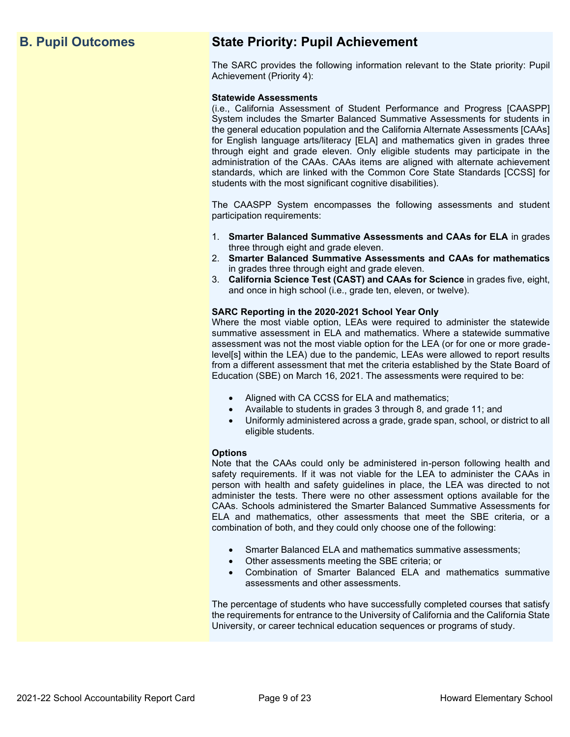## B. Pupil Outcomes

## State Priority: Pupil Achievement

The SARC provides the following information relevant to the State priority: Pupil Achievement (Priority 4):

**Statewide Assessments**
(i.e., California Assessment of Student Performance and Progress [CAASPP] System includes the Smarter Balanced Summative Assessments for students in the general education population and the California Alternate Assessments [CAAs] for English language arts/literacy [ELA] and mathematics given in grades three through eight and grade eleven. Only eligible students may participate in the administration of the CAAs. CAAs items are aligned with alternate achievement standards, which are linked with the Common Core State Standards [CCSS] for students with the most significant cognitive disabilities).

The CAASPP System encompasses the following assessments and student participation requirements:

1. **Smarter Balanced Summative Assessments and CAAs for ELA** in grades three through eight and grade eleven.
2. **Smarter Balanced Summative Assessments and CAAs for mathematics** in grades three through eight and grade eleven.
3. **California Science Test (CAST) and CAAs for Science** in grades five, eight, and once in high school (i.e., grade ten, eleven, or twelve).

**SARC Reporting in the 2020-2021 School Year Only**
Where the most viable option, LEAs were required to administer the statewide summative assessment in ELA and mathematics. Where a statewide summative assessment was not the most viable option for the LEA (or for one or more grade-level[s] within the LEA) due to the pandemic, LEAs were allowed to report results from a different assessment that met the criteria established by the State Board of Education (SBE) on March 16, 2021. The assessments were required to be:

- Aligned with CA CCSS for ELA and mathematics;
- Available to students in grades 3 through 8, and grade 11; and
- Uniformly administered across a grade, grade span, school, or district to all eligible students.

**Options**
Note that the CAAs could only be administered in-person following health and safety requirements. If it was not viable for the LEA to administer the CAAs in person with health and safety guidelines in place, the LEA was directed to not administer the tests. There were no other assessment options available for the CAAs. Schools administered the Smarter Balanced Summative Assessments for ELA and mathematics, other assessments that meet the SBE criteria, or a combination of both, and they could only choose one of the following:

- Smarter Balanced ELA and mathematics summative assessments;
- Other assessments meeting the SBE criteria; or
- Combination of Smarter Balanced ELA and mathematics summative assessments and other assessments.

The percentage of students who have successfully completed courses that satisfy the requirements for entrance to the University of California and the California State University, or career technical education sequences or programs of study.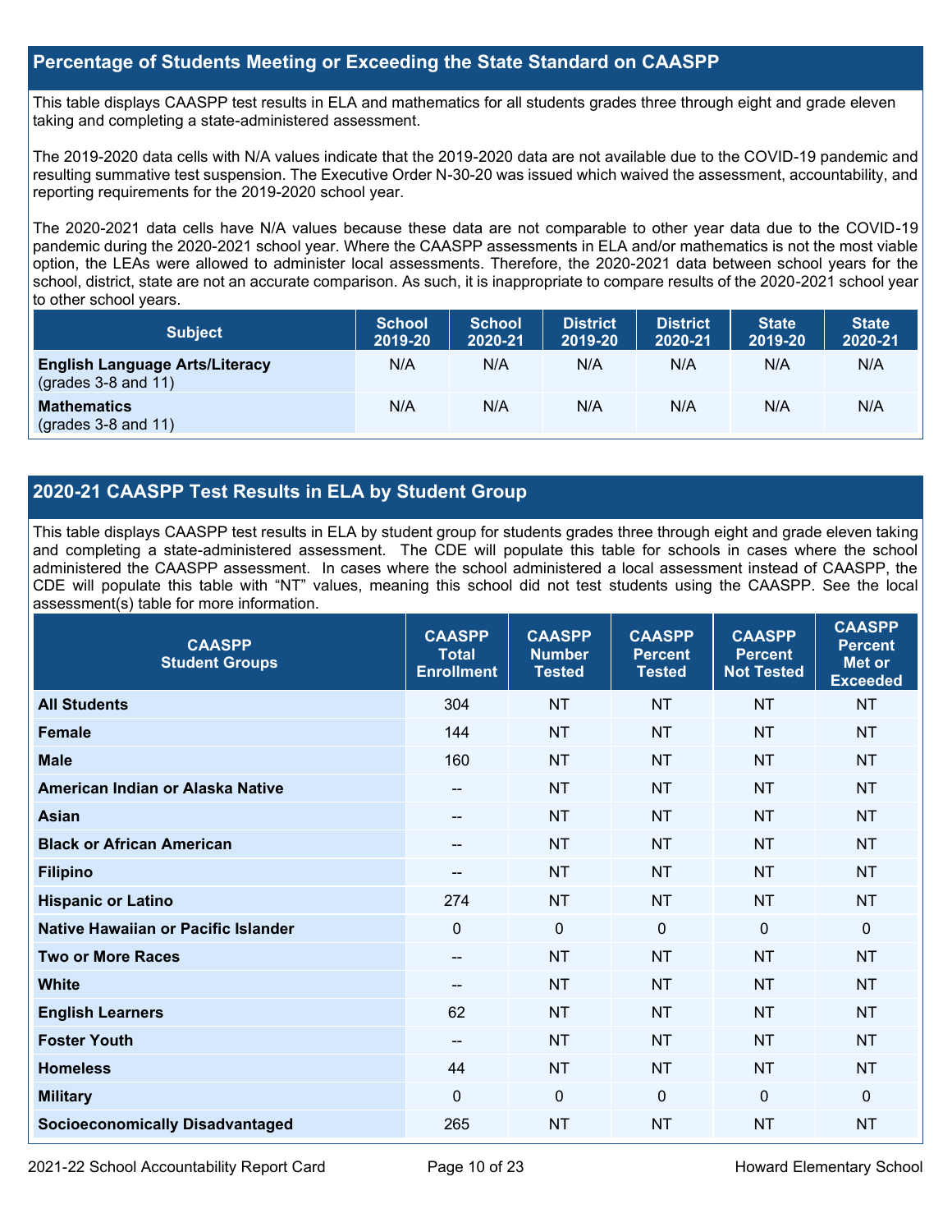## Percentage of Students Meeting or Exceeding the State Standard on CAASPP

This table displays CAASPP test results in ELA and mathematics for all students grades three through eight and grade eleven taking and completing a state-administered assessment.

The 2019-2020 data cells with N/A values indicate that the 2019-2020 data are not available due to the COVID-19 pandemic and resulting summative test suspension. The Executive Order N-30-20 was issued which waived the assessment, accountability, and reporting requirements for the 2019-2020 school year.

The 2020-2021 data cells have N/A values because these data are not comparable to other year data due to the COVID-19 pandemic during the 2020-2021 school year. Where the CAASPP assessments in ELA and/or mathematics is not the most viable option, the LEAs were allowed to administer local assessments. Therefore, the 2020-2021 data between school years for the school, district, state are not an accurate comparison. As such, it is inappropriate to compare results of the 2020-2021 school year to other school years.

| Subject | School 2019-20 | School 2020-21 | District 2019-20 | District 2020-21 | State 2019-20 | State 2020-21 |
|---|---|---|---|---|---|---|
| **English Language Arts/Literacy** (grades 3-8 and 11) | N/A | N/A | N/A | N/A | N/A | N/A |
| **Mathematics** (grades 3-8 and 11) | N/A | N/A | N/A | N/A | N/A | N/A |

## 2020-21 CAASPP Test Results in ELA by Student Group

This table displays CAASPP test results in ELA by student group for students grades three through eight and grade eleven taking and completing a state-administered assessment. The CDE will populate this table for schools in cases where the school administered the CAASPP assessment. In cases where the school administered a local assessment instead of CAASPP, the CDE will populate this table with "NT" values, meaning this school did not test students using the CAASPP. See the local assessment(s) table for more information.

| CAASPP Student Groups | CAASPP Total Enrollment | CAASPP Number Tested | CAASPP Percent Tested | CAASPP Percent Not Tested | CAASPP Percent Met or Exceeded |
|---|---|---|---|---|---|
| **All Students** | 304 | NT | NT | NT | NT |
| **Female** | 144 | NT | NT | NT | NT |
| **Male** | 160 | NT | NT | NT | NT |
| **American Indian or Alaska Native** | -- | NT | NT | NT | NT |
| **Asian** | -- | NT | NT | NT | NT |
| **Black or African American** | -- | NT | NT | NT | NT |
| **Filipino** | -- | NT | NT | NT | NT |
| **Hispanic or Latino** | 274 | NT | NT | NT | NT |
| **Native Hawaiian or Pacific Islander** | 0 | 0 | 0 | 0 | 0 |
| **Two or More Races** | -- | NT | NT | NT | NT |
| **White** | -- | NT | NT | NT | NT |
| **English Learners** | 62 | NT | NT | NT | NT |
| **Foster Youth** | -- | NT | NT | NT | NT |
| **Homeless** | 44 | NT | NT | NT | NT |
| **Military** | 0 | 0 | 0 | 0 | 0 |
| **Socioeconomically Disadvantaged** | 265 | NT | NT | NT | NT |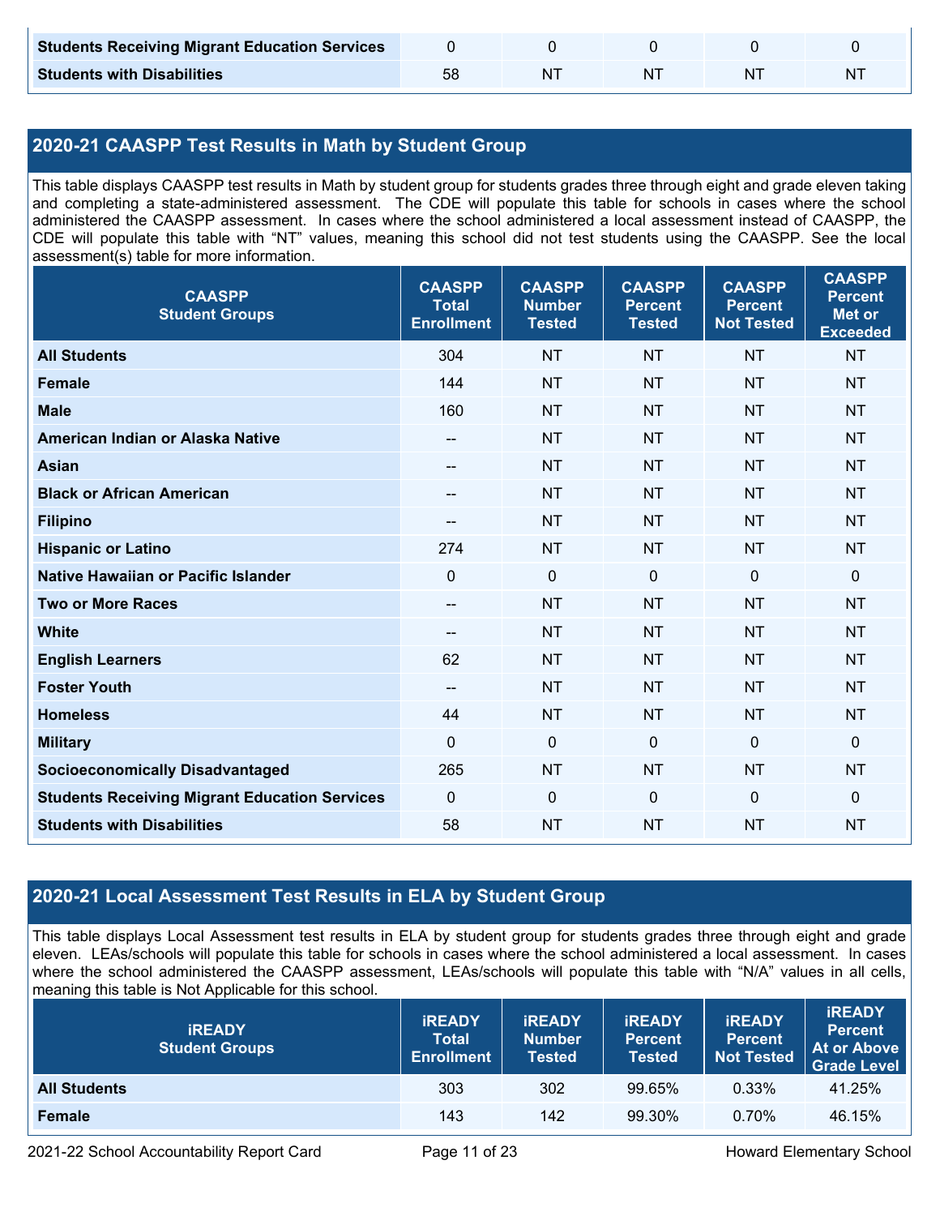| | | | | | |
|---|---|---|---|---|---|
| **Students Receiving Migrant Education Services** | 0 | 0 | 0 | 0 | 0 |
| **Students with Disabilities** | 58 | NT | NT | NT | NT |

## 2020-21 CAASPP Test Results in Math by Student Group

This table displays CAASPP test results in Math by student group for students grades three through eight and grade eleven taking and completing a state-administered assessment. The CDE will populate this table for schools in cases where the school administered the CAASPP assessment. In cases where the school administered a local assessment instead of CAASPP, the CDE will populate this table with "NT" values, meaning this school did not test students using the CAASPP. See the local assessment(s) table for more information.

| CAASPP Student Groups | CAASPP Total Enrollment | CAASPP Number Tested | CAASPP Percent Tested | CAASPP Percent Not Tested | CAASPP Percent Met or Exceeded |
|---|---|---|---|---|---|
| **All Students** | 304 | NT | NT | NT | NT |
| **Female** | 144 | NT | NT | NT | NT |
| **Male** | 160 | NT | NT | NT | NT |
| **American Indian or Alaska Native** | -- | NT | NT | NT | NT |
| **Asian** | -- | NT | NT | NT | NT |
| **Black or African American** | -- | NT | NT | NT | NT |
| **Filipino** | -- | NT | NT | NT | NT |
| **Hispanic or Latino** | 274 | NT | NT | NT | NT |
| **Native Hawaiian or Pacific Islander** | 0 | 0 | 0 | 0 | 0 |
| **Two or More Races** | -- | NT | NT | NT | NT |
| **White** | -- | NT | NT | NT | NT |
| **English Learners** | 62 | NT | NT | NT | NT |
| **Foster Youth** | -- | NT | NT | NT | NT |
| **Homeless** | 44 | NT | NT | NT | NT |
| **Military** | 0 | 0 | 0 | 0 | 0 |
| **Socioeconomically Disadvantaged** | 265 | NT | NT | NT | NT |
| **Students Receiving Migrant Education Services** | 0 | 0 | 0 | 0 | 0 |
| **Students with Disabilities** | 58 | NT | NT | NT | NT |

## 2020-21 Local Assessment Test Results in ELA by Student Group

This table displays Local Assessment test results in ELA by student group for students grades three through eight and grade eleven. LEAs/schools will populate this table for schools in cases where the school administered a local assessment. In cases where the school administered the CAASPP assessment, LEAs/schools will populate this table with "N/A" values in all cells, meaning this table is Not Applicable for this school.

| iREADY Student Groups | iREADY Total Enrollment | iREADY Number Tested | iREADY Percent Tested | iREADY Percent Not Tested | iREADY Percent At or Above Grade Level |
|---|---|---|---|---|---|
| **All Students** | 303 | 302 | 99.65% | 0.33% | 41.25% |
| **Female** | 143 | 142 | 99.30% | 0.70% | 46.15% |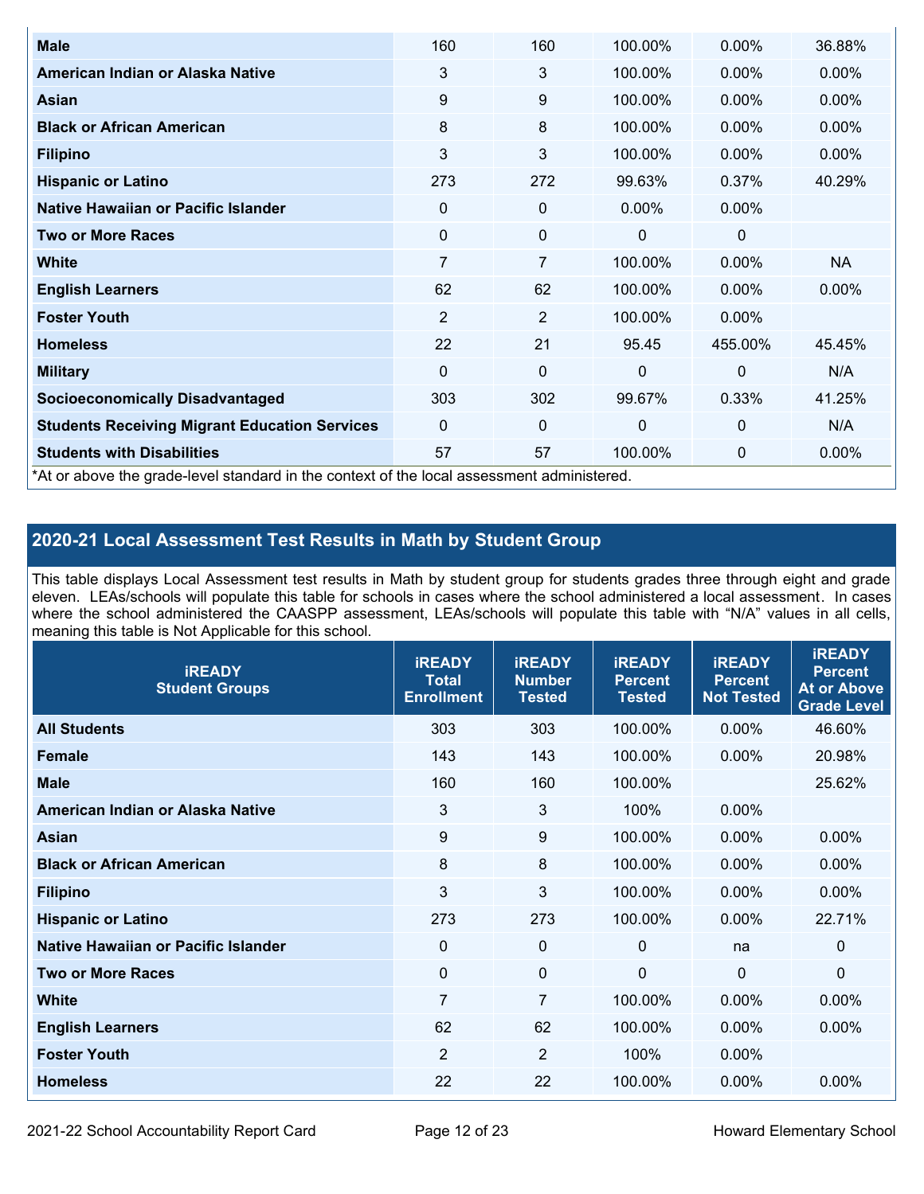| | | | | | |
|---|---|---|---|---|---|
| **Male** | 160 | 160 | 100.00% | 0.00% | 36.88% |
| **American Indian or Alaska Native** | 3 | 3 | 100.00% | 0.00% | 0.00% |
| **Asian** | 9 | 9 | 100.00% | 0.00% | 0.00% |
| **Black or African American** | 8 | 8 | 100.00% | 0.00% | 0.00% |
| **Filipino** | 3 | 3 | 100.00% | 0.00% | 0.00% |
| **Hispanic or Latino** | 273 | 272 | 99.63% | 0.37% | 40.29% |
| **Native Hawaiian or Pacific Islander** | 0 | 0 | 0.00% | 0.00% | |
| **Two or More Races** | 0 | 0 | 0 | 0 | |
| **White** | 7 | 7 | 100.00% | 0.00% | NA |
| **English Learners** | 62 | 62 | 100.00% | 0.00% | 0.00% |
| **Foster Youth** | 2 | 2 | 100.00% | 0.00% | |
| **Homeless** | 22 | 21 | 95.45 | 455.00% | 45.45% |
| **Military** | 0 | 0 | 0 | 0 | N/A |
| **Socioeconomically Disadvantaged** | 303 | 302 | 99.67% | 0.33% | 41.25% |
| **Students Receiving Migrant Education Services** | 0 | 0 | 0 | 0 | N/A |
| **Students with Disabilities** | 57 | 57 | 100.00% | 0 | 0.00% |

*At or above the grade-level standard in the context of the local assessment administered.

## 2020-21 Local Assessment Test Results in Math by Student Group

This table displays Local Assessment test results in Math by student group for students grades three through eight and grade eleven. LEAs/schools will populate this table for schools in cases where the school administered a local assessment. In cases where the school administered the CAASPP assessment, LEAs/schools will populate this table with "N/A" values in all cells, meaning this table is Not Applicable for this school.

| iREADY Student Groups | iREADY Total Enrollment | iREADY Number Tested | iREADY Percent Tested | iREADY Percent Not Tested | iREADY Percent At or Above Grade Level |
|---|---|---|---|---|---|
| **All Students** | 303 | 303 | 100.00% | 0.00% | 46.60% |
| **Female** | 143 | 143 | 100.00% | 0.00% | 20.98% |
| **Male** | 160 | 160 | 100.00% | | 25.62% |
| **American Indian or Alaska Native** | 3 | 3 | 100% | 0.00% | |
| **Asian** | 9 | 9 | 100.00% | 0.00% | 0.00% |
| **Black or African American** | 8 | 8 | 100.00% | 0.00% | 0.00% |
| **Filipino** | 3 | 3 | 100.00% | 0.00% | 0.00% |
| **Hispanic or Latino** | 273 | 273 | 100.00% | 0.00% | 22.71% |
| **Native Hawaiian or Pacific Islander** | 0 | 0 | 0 | na | 0 |
| **Two or More Races** | 0 | 0 | 0 | 0 | 0 |
| **White** | 7 | 7 | 100.00% | 0.00% | 0.00% |
| **English Learners** | 62 | 62 | 100.00% | 0.00% | 0.00% |
| **Foster Youth** | 2 | 2 | 100% | 0.00% | |
| **Homeless** | 22 | 22 | 100.00% | 0.00% | 0.00% |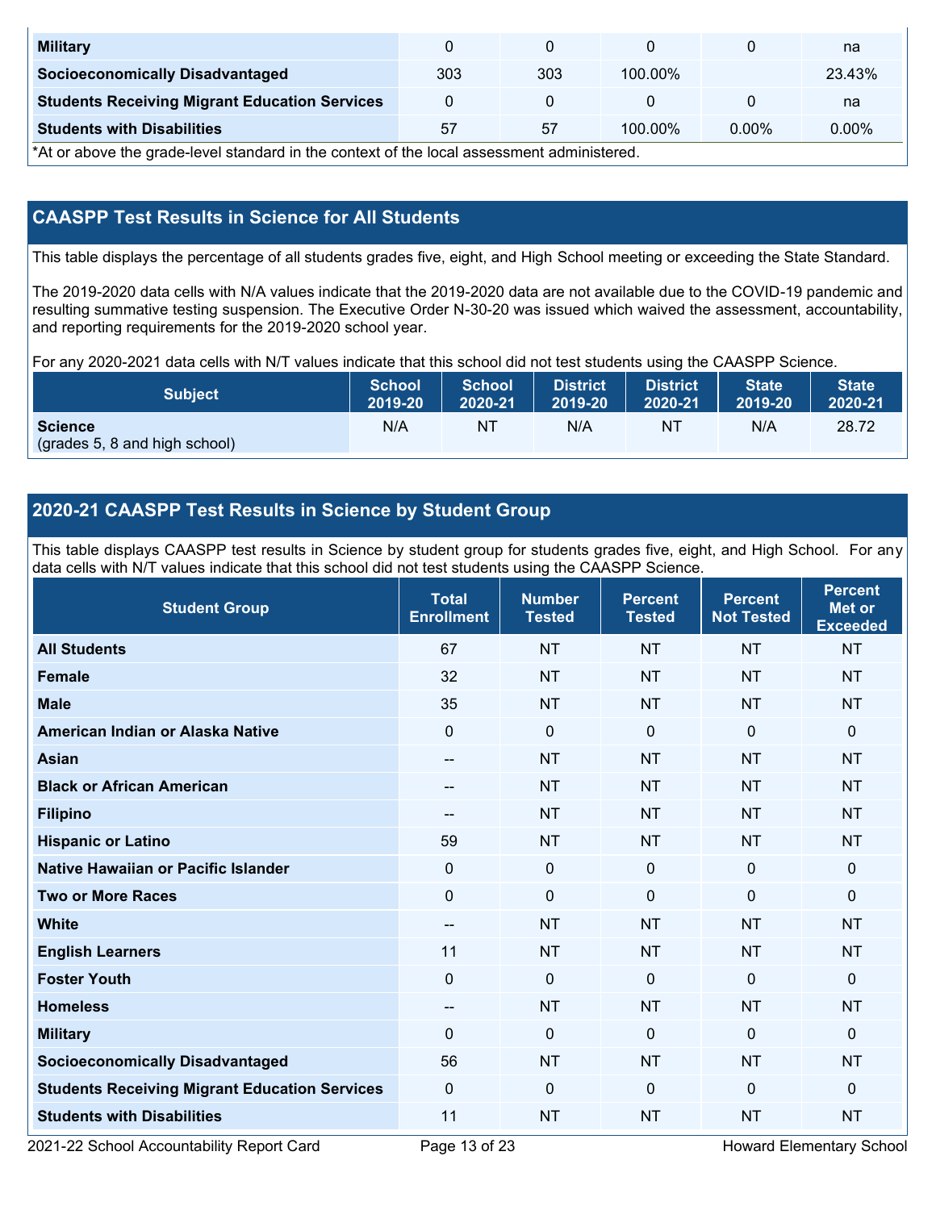| Military | 0 | 0 | 0 | 0 | na |
|---|---|---|---|---|---|
| Socioeconomically Disadvantaged | 303 | 303 | 100.00% | | 23.43% |
| Students Receiving Migrant Education Services | 0 | 0 | 0 | 0 | na |
| Students with Disabilities | 57 | 57 | 100.00% | 0.00% | 0.00% |

*At or above the grade-level standard in the context of the local assessment administered.

## CAASPP Test Results in Science for All Students

This table displays the percentage of all students grades five, eight, and High School meeting or exceeding the State Standard.

The 2019-2020 data cells with N/A values indicate that the 2019-2020 data are not available due to the COVID-19 pandemic and resulting summative testing suspension. The Executive Order N-30-20 was issued which waived the assessment, accountability, and reporting requirements for the 2019-2020 school year.

For any 2020-2021 data cells with N/T values indicate that this school did not test students using the CAASPP Science.

| Subject | School 2019-20 | School 2020-21 | District 2019-20 | District 2020-21 | State 2019-20 | State 2020-21 |
|---|---|---|---|---|---|---|
| **Science** (grades 5, 8 and high school) | N/A | NT | N/A | NT | N/A | 28.72 |

## 2020-21 CAASPP Test Results in Science by Student Group

This table displays CAASPP test results in Science by student group for students grades five, eight, and High School. For any data cells with N/T values indicate that this school did not test students using the CAASPP Science.

| Student Group | Total Enrollment | Number Tested | Percent Tested | Percent Not Tested | Percent Met or Exceeded |
|---|---|---|---|---|---|
| All Students | 67 | NT | NT | NT | NT |
| Female | 32 | NT | NT | NT | NT |
| Male | 35 | NT | NT | NT | NT |
| American Indian or Alaska Native | 0 | 0 | 0 | 0 | 0 |
| Asian | -- | NT | NT | NT | NT |
| Black or African American | -- | NT | NT | NT | NT |
| Filipino | -- | NT | NT | NT | NT |
| Hispanic or Latino | 59 | NT | NT | NT | NT |
| Native Hawaiian or Pacific Islander | 0 | 0 | 0 | 0 | 0 |
| Two or More Races | 0 | 0 | 0 | 0 | 0 |
| White | -- | NT | NT | NT | NT |
| English Learners | 11 | NT | NT | NT | NT |
| Foster Youth | 0 | 0 | 0 | 0 | 0 |
| Homeless | -- | NT | NT | NT | NT |
| Military | 0 | 0 | 0 | 0 | 0 |
| Socioeconomically Disadvantaged | 56 | NT | NT | NT | NT |
| Students Receiving Migrant Education Services | 0 | 0 | 0 | 0 | 0 |
| Students with Disabilities | 11 | NT | NT | NT | NT |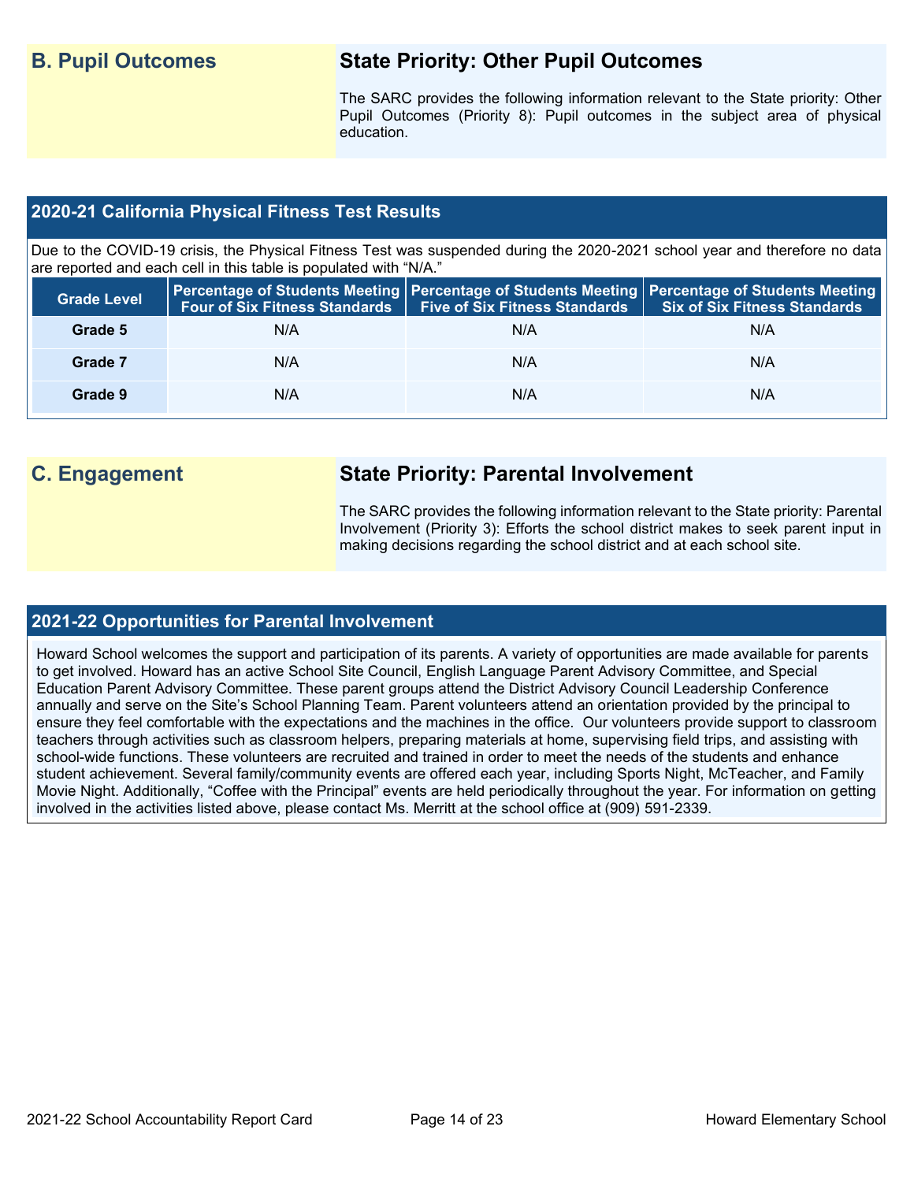## B. Pupil Outcomes

### State Priority: Other Pupil Outcomes

The SARC provides the following information relevant to the State priority: Other Pupil Outcomes (Priority 8): Pupil outcomes in the subject area of physical education.

### 2020-21 California Physical Fitness Test Results

Due to the COVID-19 crisis, the Physical Fitness Test was suspended during the 2020-2021 school year and therefore no data are reported and each cell in this table is populated with "N/A."

| Grade Level | Percentage of Students Meeting Four of Six Fitness Standards | Percentage of Students Meeting Five of Six Fitness Standards | Percentage of Students Meeting Six of Six Fitness Standards |
|---|---|---|---|
| Grade 5 | N/A | N/A | N/A |
| Grade 7 | N/A | N/A | N/A |
| Grade 9 | N/A | N/A | N/A |

## C. Engagement

### State Priority: Parental Involvement

The SARC provides the following information relevant to the State priority: Parental Involvement (Priority 3): Efforts the school district makes to seek parent input in making decisions regarding the school district and at each school site.

### 2021-22 Opportunities for Parental Involvement

Howard School welcomes the support and participation of its parents. A variety of opportunities are made available for parents to get involved. Howard has an active School Site Council, English Language Parent Advisory Committee, and Special Education Parent Advisory Committee. These parent groups attend the District Advisory Council Leadership Conference annually and serve on the Site's School Planning Team. Parent volunteers attend an orientation provided by the principal to ensure they feel comfortable with the expectations and the machines in the office. Our volunteers provide support to classroom teachers through activities such as classroom helpers, preparing materials at home, supervising field trips, and assisting with school-wide functions. These volunteers are recruited and trained in order to meet the needs of the students and enhance student achievement. Several family/community events are offered each year, including Sports Night, McTeacher, and Family Movie Night. Additionally, "Coffee with the Principal" events are held periodically throughout the year. For information on getting involved in the activities listed above, please contact Ms. Merritt at the school office at (909) 591-2339.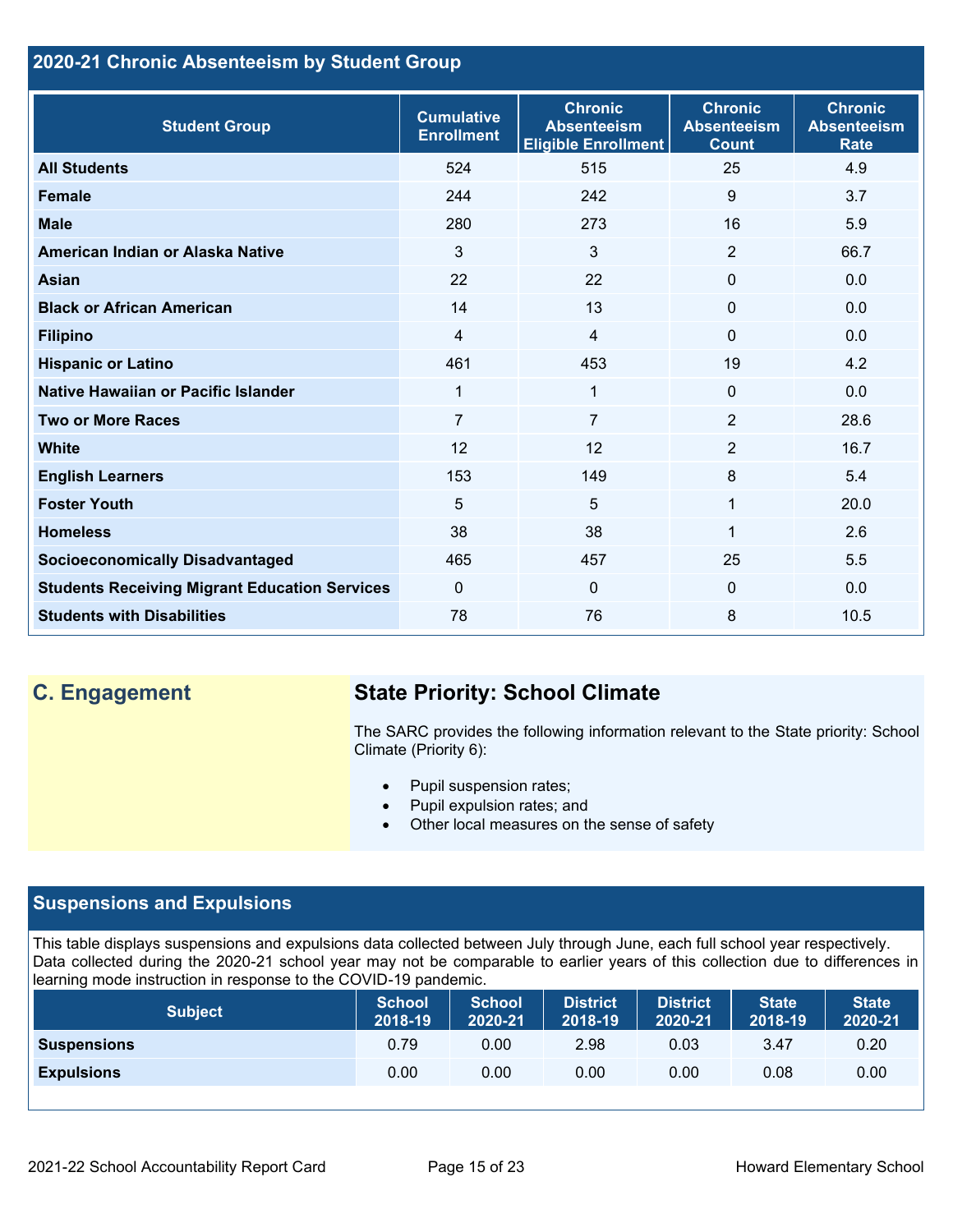## 2020-21 Chronic Absenteeism by Student Group

| Student Group | Cumulative Enrollment | Chronic Absenteeism Eligible Enrollment | Chronic Absenteeism Count | Chronic Absenteeism Rate |
|---|---|---|---|---|
| All Students | 524 | 515 | 25 | 4.9 |
| Female | 244 | 242 | 9 | 3.7 |
| Male | 280 | 273 | 16 | 5.9 |
| American Indian or Alaska Native | 3 | 3 | 2 | 66.7 |
| Asian | 22 | 22 | 0 | 0.0 |
| Black or African American | 14 | 13 | 0 | 0.0 |
| Filipino | 4 | 4 | 0 | 0.0 |
| Hispanic or Latino | 461 | 453 | 19 | 4.2 |
| Native Hawaiian or Pacific Islander | 1 | 1 | 0 | 0.0 |
| Two or More Races | 7 | 7 | 2 | 28.6 |
| White | 12 | 12 | 2 | 16.7 |
| English Learners | 153 | 149 | 8 | 5.4 |
| Foster Youth | 5 | 5 | 1 | 20.0 |
| Homeless | 38 | 38 | 1 | 2.6 |
| Socioeconomically Disadvantaged | 465 | 457 | 25 | 5.5 |
| Students Receiving Migrant Education Services | 0 | 0 | 0 | 0.0 |
| Students with Disabilities | 78 | 76 | 8 | 10.5 |

## C. Engagement

### State Priority: School Climate

The SARC provides the following information relevant to the State priority: School Climate (Priority 6):

- Pupil suspension rates;
- Pupil expulsion rates; and
- Other local measures on the sense of safety

## Suspensions and Expulsions

This table displays suspensions and expulsions data collected between July through June, each full school year respectively. Data collected during the 2020-21 school year may not be comparable to earlier years of this collection due to differences in learning mode instruction in response to the COVID-19 pandemic.

| Subject | School 2018-19 | School 2020-21 | District 2018-19 | District 2020-21 | State 2018-19 | State 2020-21 |
|---|---|---|---|---|---|---|
| Suspensions | 0.79 | 0.00 | 2.98 | 0.03 | 3.47 | 0.20 |
| Expulsions | 0.00 | 0.00 | 0.00 | 0.00 | 0.08 | 0.00 |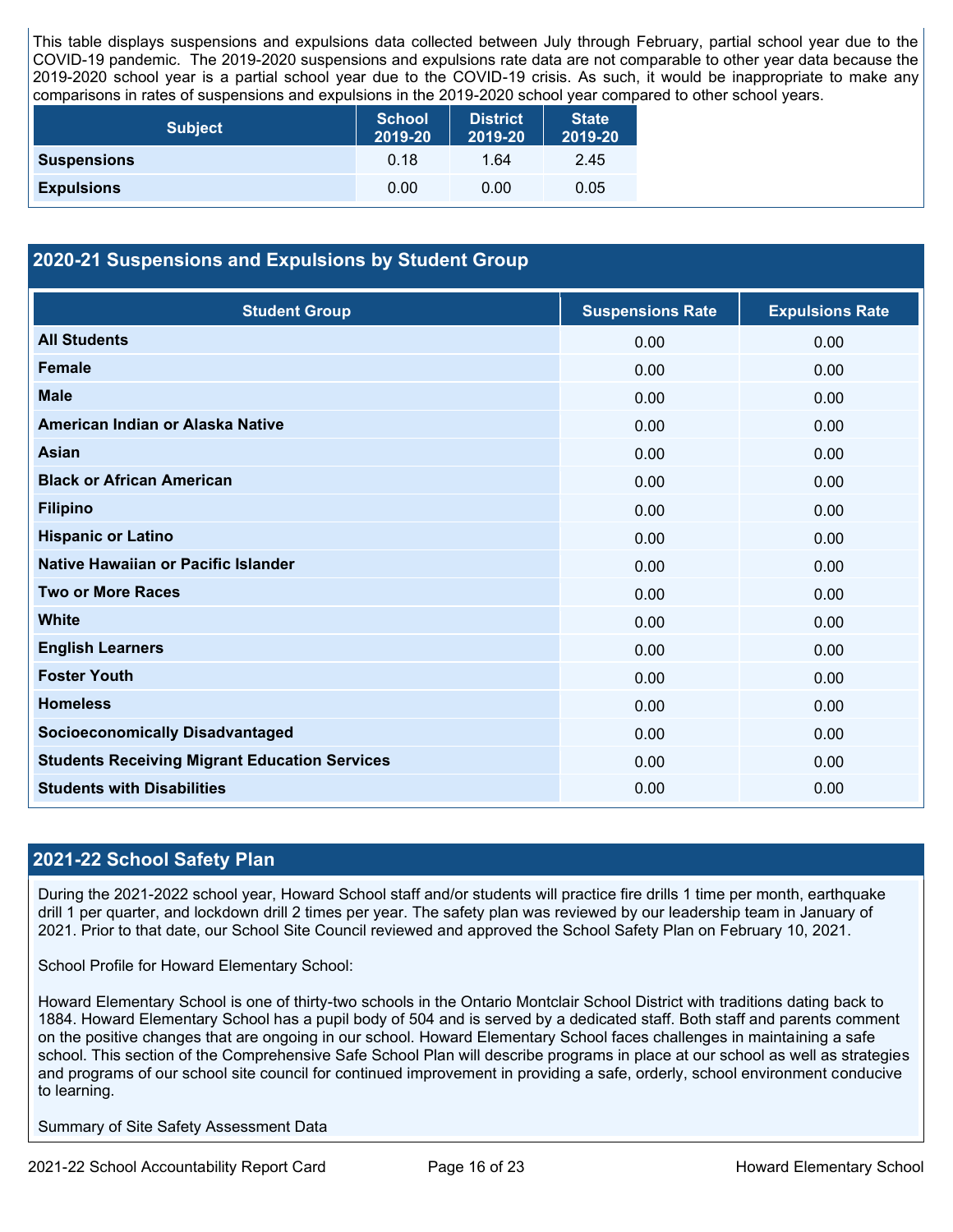This table displays suspensions and expulsions data collected between July through February, partial school year due to the COVID-19 pandemic. The 2019-2020 suspensions and expulsions rate data are not comparable to other year data because the 2019-2020 school year is a partial school year due to the COVID-19 crisis. As such, it would be inappropriate to make any comparisons in rates of suspensions and expulsions in the 2019-2020 school year compared to other school years.

| Subject | School 2019-20 | District 2019-20 | State 2019-20 |
|---|---|---|---|
| **Suspensions** | 0.18 | 1.64 | 2.45 |
| **Expulsions** | 0.00 | 0.00 | 0.05 |

## 2020-21 Suspensions and Expulsions by Student Group

| Student Group | Suspensions Rate | Expulsions Rate |
|---|---|---|
| **All Students** | 0.00 | 0.00 |
| **Female** | 0.00 | 0.00 |
| **Male** | 0.00 | 0.00 |
| **American Indian or Alaska Native** | 0.00 | 0.00 |
| **Asian** | 0.00 | 0.00 |
| **Black or African American** | 0.00 | 0.00 |
| **Filipino** | 0.00 | 0.00 |
| **Hispanic or Latino** | 0.00 | 0.00 |
| **Native Hawaiian or Pacific Islander** | 0.00 | 0.00 |
| **Two or More Races** | 0.00 | 0.00 |
| **White** | 0.00 | 0.00 |
| **English Learners** | 0.00 | 0.00 |
| **Foster Youth** | 0.00 | 0.00 |
| **Homeless** | 0.00 | 0.00 |
| **Socioeconomically Disadvantaged** | 0.00 | 0.00 |
| **Students Receiving Migrant Education Services** | 0.00 | 0.00 |
| **Students with Disabilities** | 0.00 | 0.00 |

## 2021-22 School Safety Plan

During the 2021-2022 school year, Howard School staff and/or students will practice fire drills 1 time per month, earthquake drill 1 per quarter, and lockdown drill 2 times per year. The safety plan was reviewed by our leadership team in January of 2021. Prior to that date, our School Site Council reviewed and approved the School Safety Plan on February 10, 2021.

School Profile for Howard Elementary School:

Howard Elementary School is one of thirty-two schools in the Ontario Montclair School District with traditions dating back to 1884. Howard Elementary School has a pupil body of 504 and is served by a dedicated staff. Both staff and parents comment on the positive changes that are ongoing in our school. Howard Elementary School faces challenges in maintaining a safe school. This section of the Comprehensive Safe School Plan will describe programs in place at our school as well as strategies and programs of our school site council for continued improvement in providing a safe, orderly, school environment conducive to learning.

Summary of Site Safety Assessment Data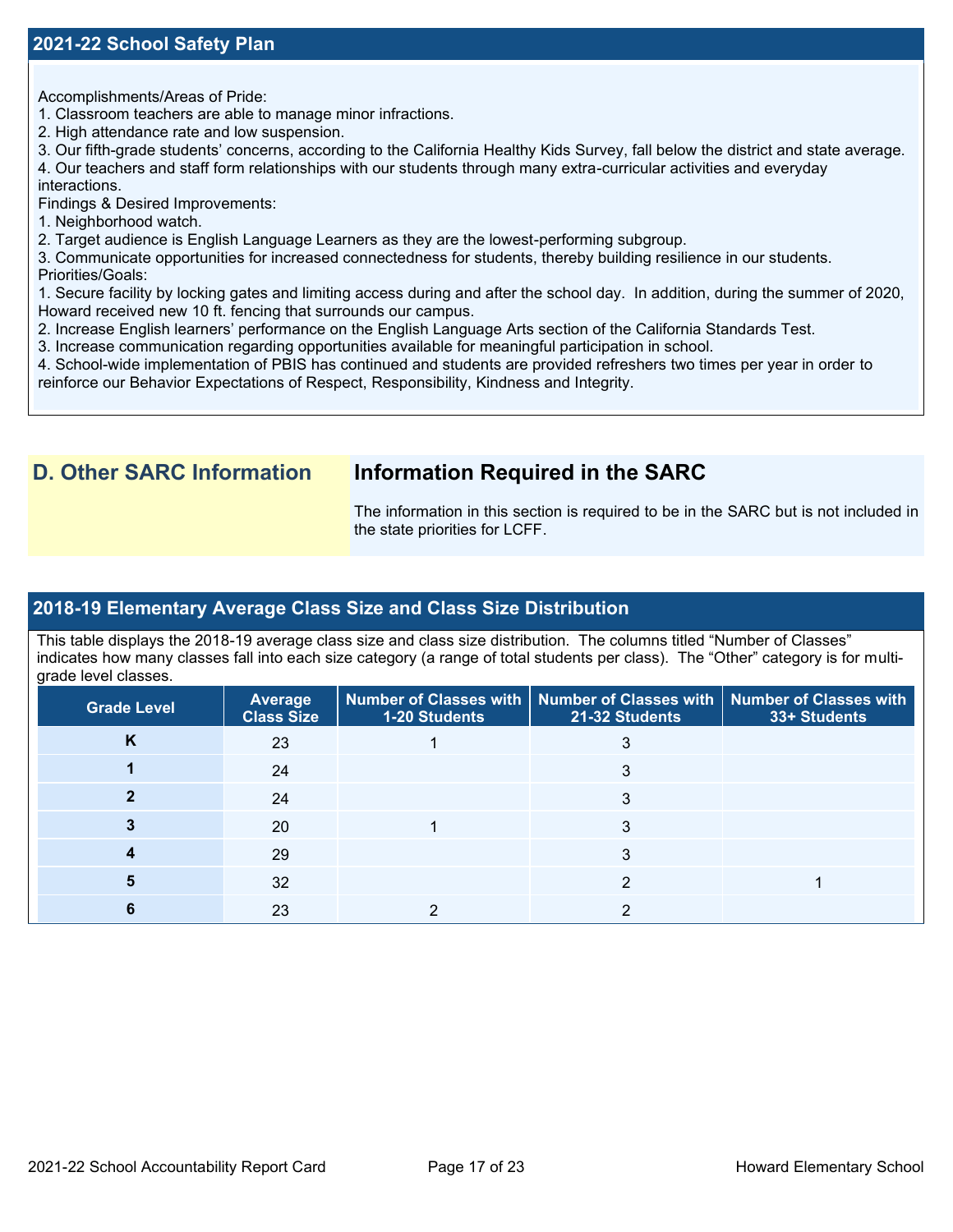## 2021-22 School Safety Plan

Accomplishments/Areas of Pride:
1. Classroom teachers are able to manage minor infractions.
2. High attendance rate and low suspension.
3. Our fifth-grade students' concerns, according to the California Healthy Kids Survey, fall below the district and state average.
4. Our teachers and staff form relationships with our students through many extra-curricular activities and everyday interactions.

Findings & Desired Improvements:
1. Neighborhood watch.
2. Target audience is English Language Learners as they are the lowest-performing subgroup.
3. Communicate opportunities for increased connectedness for students, thereby building resilience in our students.

Priorities/Goals:
1. Secure facility by locking gates and limiting access during and after the school day. In addition, during the summer of 2020, Howard received new 10 ft. fencing that surrounds our campus.
2. Increase English learners' performance on the English Language Arts section of the California Standards Test.
3. Increase communication regarding opportunities available for meaningful participation in school.
4. School-wide implementation of PBIS has continued and students are provided refreshers two times per year in order to reinforce our Behavior Expectations of Respect, Responsibility, Kindness and Integrity.

## D. Other SARC Information

### Information Required in the SARC

The information in this section is required to be in the SARC but is not included in the state priorities for LCFF.

## 2018-19 Elementary Average Class Size and Class Size Distribution

This table displays the 2018-19 average class size and class size distribution. The columns titled "Number of Classes" indicates how many classes fall into each size category (a range of total students per class). The "Other" category is for multi-grade level classes.

| Grade Level | Average Class Size | Number of Classes with 1-20 Students | Number of Classes with 21-32 Students | Number of Classes with 33+ Students |
|---|---|---|---|---|
| K | 23 | 1 | 3 | |
| 1 | 24 | | 3 | |
| 2 | 24 | | 3 | |
| 3 | 20 | 1 | 3 | |
| 4 | 29 | | 3 | |
| 5 | 32 | | 2 | 1 |
| 6 | 23 | 2 | 2 | |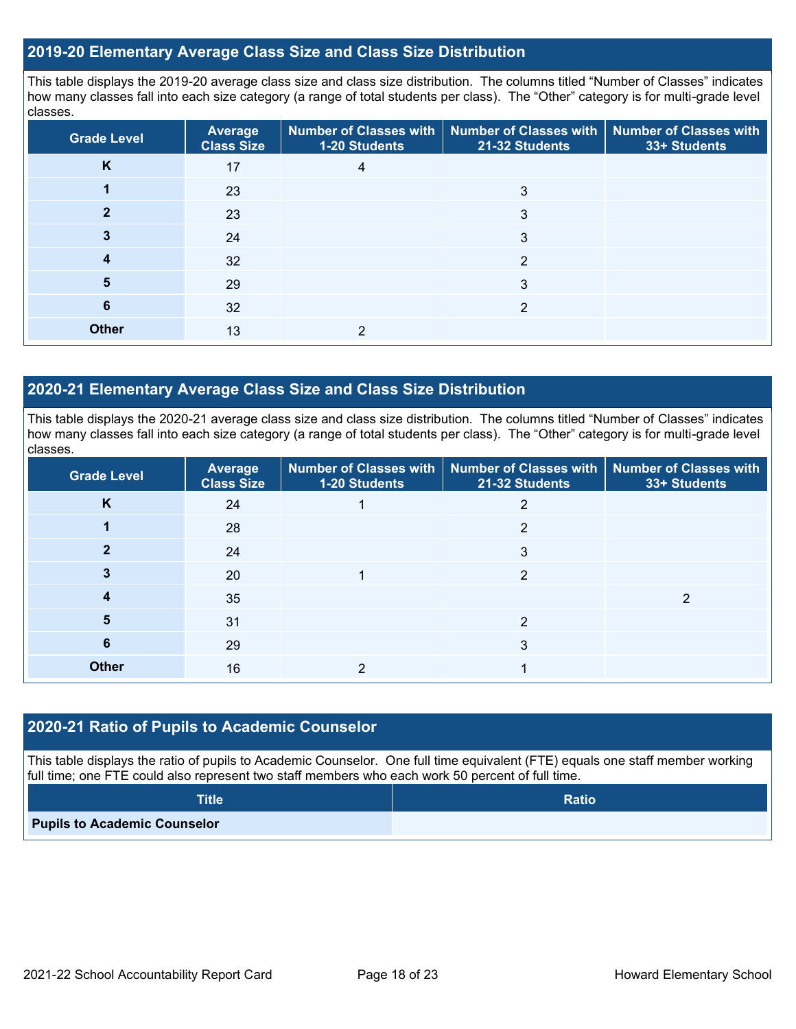## 2019-20 Elementary Average Class Size and Class Size Distribution

This table displays the 2019-20 average class size and class size distribution. The columns titled “Number of Classes” indicates how many classes fall into each size category (a range of total students per class). The “Other” category is for multi-grade level classes.

| Grade Level | Average Class Size | Number of Classes with 1-20 Students | Number of Classes with 21-32 Students | Number of Classes with 33+ Students |
|---|---|---|---|---|
| K | 17 | 4 | | |
| 1 | 23 | | 3 | |
| 2 | 23 | | 3 | |
| 3 | 24 | | 3 | |
| 4 | 32 | | 2 | |
| 5 | 29 | | 3 | |
| 6 | 32 | | 2 | |
| Other | 13 | 2 | | |

## 2020-21 Elementary Average Class Size and Class Size Distribution

This table displays the 2020-21 average class size and class size distribution. The columns titled “Number of Classes” indicates how many classes fall into each size category (a range of total students per class). The “Other” category is for multi-grade level classes.

| Grade Level | Average Class Size | Number of Classes with 1-20 Students | Number of Classes with 21-32 Students | Number of Classes with 33+ Students |
|---|---|---|---|---|
| K | 24 | 1 | 2 | |
| 1 | 28 | | 2 | |
| 2 | 24 | | 3 | |
| 3 | 20 | 1 | 2 | |
| 4 | 35 | | | 2 |
| 5 | 31 | | 2 | |
| 6 | 29 | | 3 | |
| Other | 16 | 2 | 1 | |

## 2020-21 Ratio of Pupils to Academic Counselor

This table displays the ratio of pupils to Academic Counselor. One full time equivalent (FTE) equals one staff member working full time; one FTE could also represent two staff members who each work 50 percent of full time.

| Title | Ratio |
|---|---|
| Pupils to Academic Counselor | |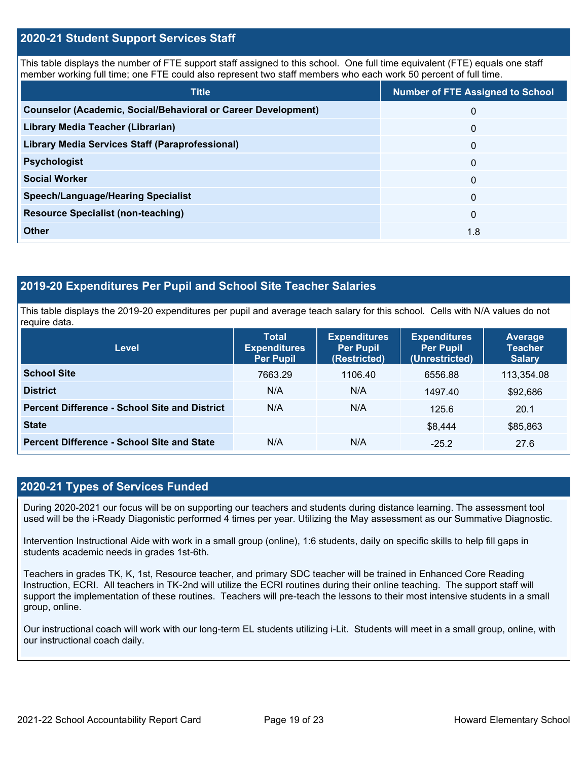## 2020-21 Student Support Services Staff

This table displays the number of FTE support staff assigned to this school. One full time equivalent (FTE) equals one staff member working full time; one FTE could also represent two staff members who each work 50 percent of full time.

| Title | Number of FTE Assigned to School |
|---|---|
| **Counselor (Academic, Social/Behavioral or Career Development)** | 0 |
| **Library Media Teacher (Librarian)** | 0 |
| **Library Media Services Staff (Paraprofessional)** | 0 |
| **Psychologist** | 0 |
| **Social Worker** | 0 |
| **Speech/Language/Hearing Specialist** | 0 |
| **Resource Specialist (non-teaching)** | 0 |
| **Other** | 1.8 |

## 2019-20 Expenditures Per Pupil and School Site Teacher Salaries

This table displays the 2019-20 expenditures per pupil and average teach salary for this school. Cells with N/A values do not require data.

| Level | Total Expenditures Per Pupil | Expenditures Per Pupil (Restricted) | Expenditures Per Pupil (Unrestricted) | Average Teacher Salary |
|---|---|---|---|---|
| **School Site** | 7663.29 | 1106.40 | 6556.88 | 113,354.08 |
| **District** | N/A | N/A | 1497.40 | $92,686 |
| **Percent Difference - School Site and District** | N/A | N/A | 125.6 | 20.1 |
| **State** | | | $8,444 | $85,863 |
| **Percent Difference - School Site and State** | N/A | N/A | -25.2 | 27.6 |

## 2020-21 Types of Services Funded

During 2020-2021 our focus will be on supporting our teachers and students during distance learning. The assessment tool used will be the i-Ready Diagonistic performed 4 times per year. Utilizing the May assessment as our Summative Diagnostic.

Intervention Instructional Aide with work in a small group (online), 1:6 students, daily on specific skills to help fill gaps in students academic needs in grades 1st-6th.

Teachers in grades TK, K, 1st, Resource teacher, and primary SDC teacher will be trained in Enhanced Core Reading Instruction, ECRI. All teachers in TK-2nd will utilize the ECRI routines during their online teaching. The support staff will support the implementation of these routines. Teachers will pre-teach the lessons to their most intensive students in a small group, online.

Our instructional coach will work with our long-term EL students utilizing i-Lit. Students will meet in a small group, online, with our instructional coach daily.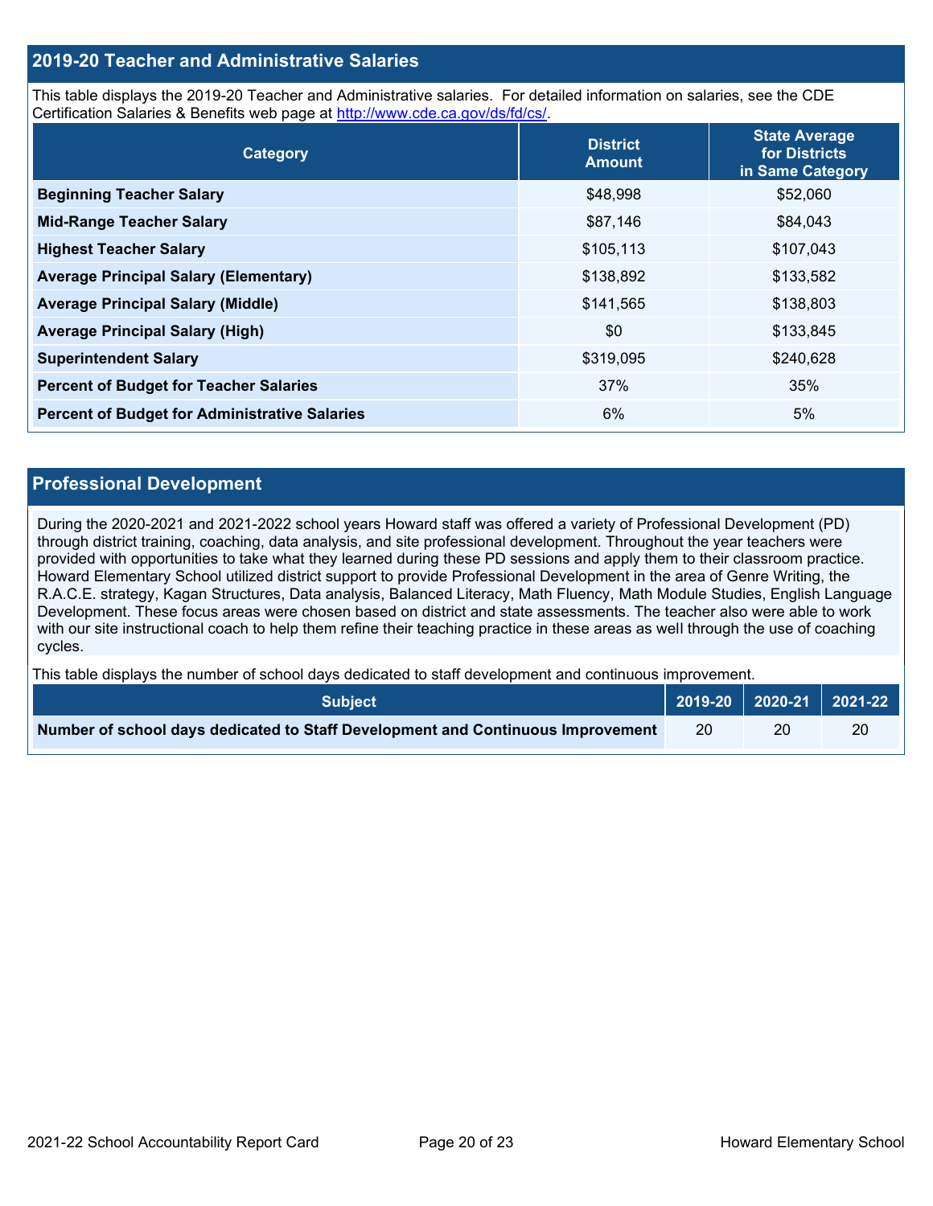## 2019-20 Teacher and Administrative Salaries

This table displays the 2019-20 Teacher and Administrative salaries. For detailed information on salaries, see the CDE Certification Salaries & Benefits web page at http://www.cde.ca.gov/ds/fd/cs/.

| Category | District Amount | State Average for Districts in Same Category |
| --- | --- | --- |
| Beginning Teacher Salary | $48,998 | $52,060 |
| Mid-Range Teacher Salary | $87,146 | $84,043 |
| Highest Teacher Salary | $105,113 | $107,043 |
| Average Principal Salary (Elementary) | $138,892 | $133,582 |
| Average Principal Salary (Middle) | $141,565 | $138,803 |
| Average Principal Salary (High) | $0 | $133,845 |
| Superintendent Salary | $319,095 | $240,628 |
| Percent of Budget for Teacher Salaries | 37% | 35% |
| Percent of Budget for Administrative Salaries | 6% | 5% |

## Professional Development

During the 2020-2021 and 2021-2022 school years Howard staff was offered a variety of Professional Development (PD) through district training, coaching, data analysis, and site professional development. Throughout the year teachers were provided with opportunities to take what they learned during these PD sessions and apply them to their classroom practice. Howard Elementary School utilized district support to provide Professional Development in the area of Genre Writing, the R.A.C.E. strategy, Kagan Structures, Data analysis, Balanced Literacy, Math Fluency, Math Module Studies, English Language Development. These focus areas were chosen based on district and state assessments. The teacher also were able to work with our site instructional coach to help them refine their teaching practice in these areas as well through the use of coaching cycles.

This table displays the number of school days dedicated to staff development and continuous improvement.

| Subject | 2019-20 | 2020-21 | 2021-22 |
| --- | --- | --- | --- |
| Number of school days dedicated to Staff Development and Continuous Improvement | 20 | 20 | 20 |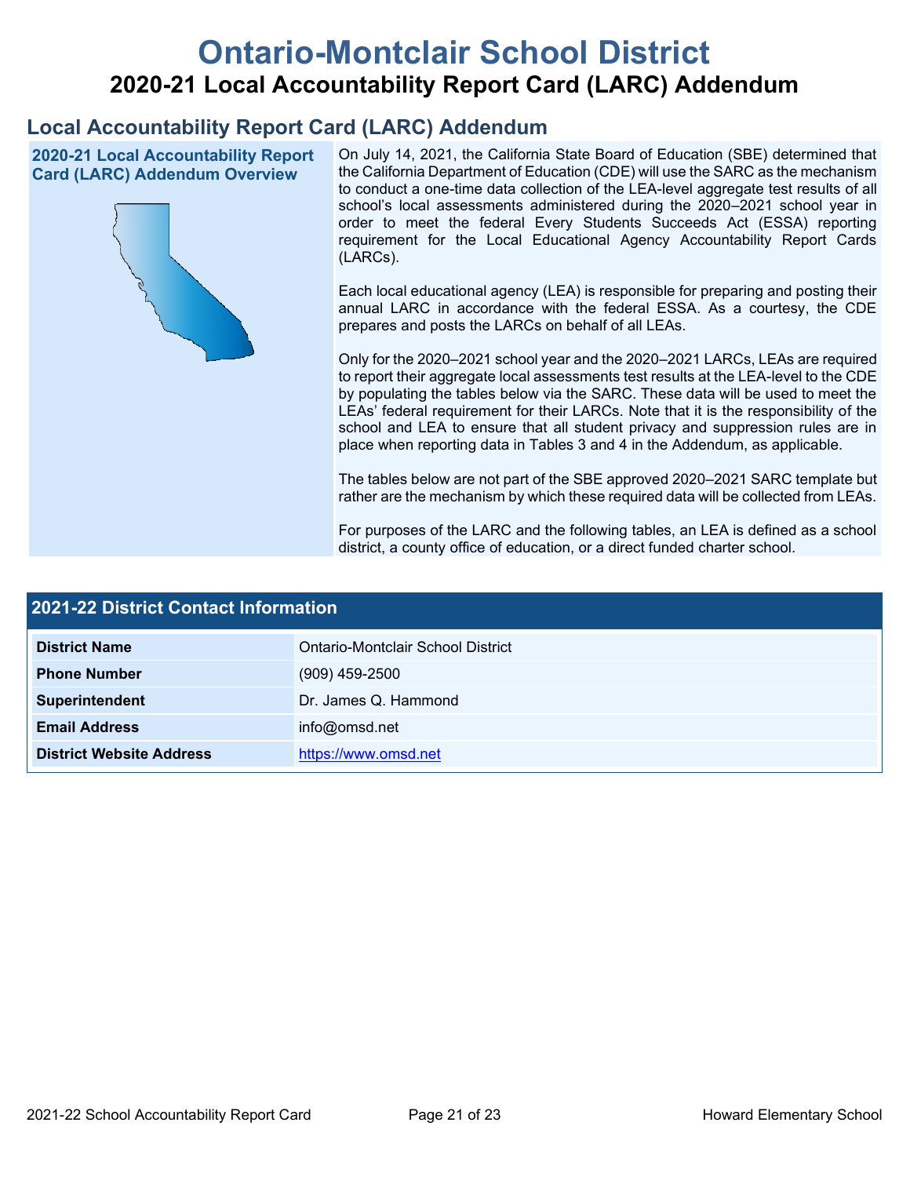# Ontario-Montclair School District

## 2020-21 Local Accountability Report Card (LARC) Addendum

## Local Accountability Report Card (LARC) Addendum

### 2020-21 Local Accountability Report Card (LARC) Addendum Overview

On July 14, 2021, the California State Board of Education (SBE) determined that the California Department of Education (CDE) will use the SARC as the mechanism to conduct a one-time data collection of the LEA-level aggregate test results of all school's local assessments administered during the 2020–2021 school year in order to meet the federal Every Students Succeeds Act (ESSA) reporting requirement for the Local Educational Agency Accountability Report Cards (LARCs).

Each local educational agency (LEA) is responsible for preparing and posting their annual LARC in accordance with the federal ESSA. As a courtesy, the CDE prepares and posts the LARCs on behalf of all LEAs.

Only for the 2020–2021 school year and the 2020–2021 LARCs, LEAs are required to report their aggregate local assessments test results at the LEA-level to the CDE by populating the tables below via the SARC. These data will be used to meet the LEAs' federal requirement for their LARCs. Note that it is the responsibility of the school and LEA to ensure that all student privacy and suppression rules are in place when reporting data in Tables 3 and 4 in the Addendum, as applicable.

The tables below are not part of the SBE approved 2020–2021 SARC template but rather are the mechanism by which these required data will be collected from LEAs.

For purposes of the LARC and the following tables, an LEA is defined as a school district, a county office of education, or a direct funded charter school.

### 2021-22 District Contact Information

| 2021-22 District Contact Information | |
|---|---|
| **District Name** | Ontario-Montclair School District |
| **Phone Number** | (909) 459-2500 |
| **Superintendent** | Dr. James Q. Hammond |
| **Email Address** | info@omsd.net |
| **District Website Address** | https://www.omsd.net |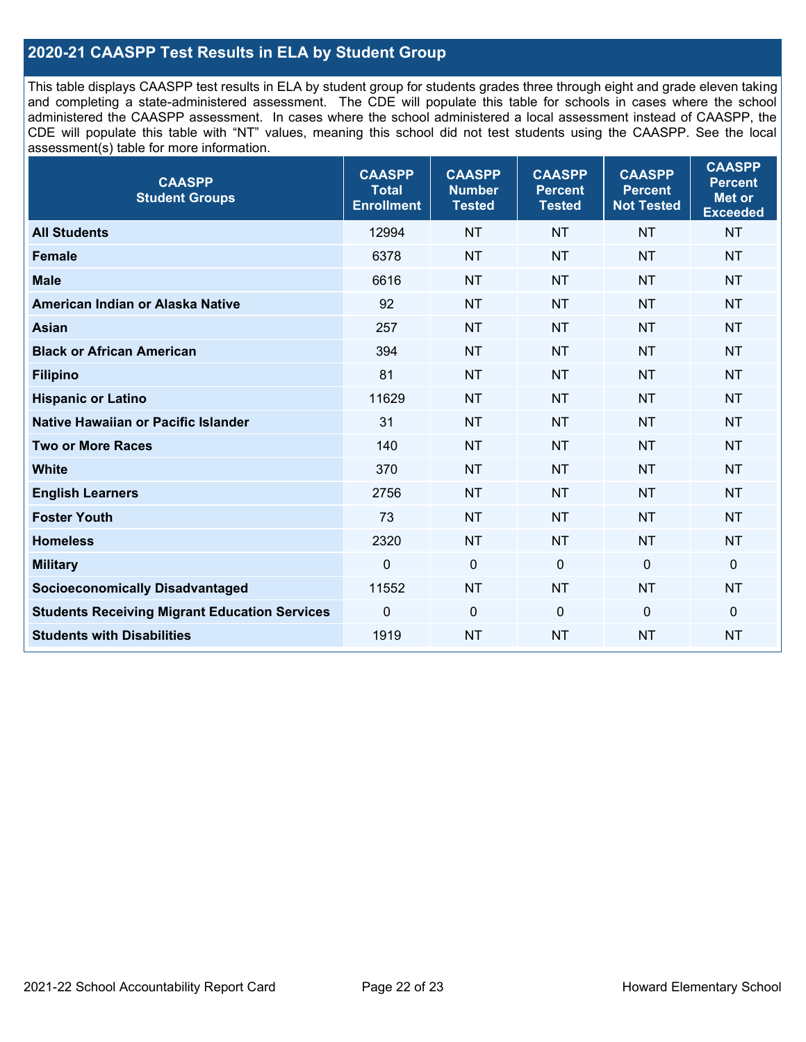## 2020-21 CAASPP Test Results in ELA by Student Group

This table displays CAASPP test results in ELA by student group for students grades three through eight and grade eleven taking and completing a state-administered assessment. The CDE will populate this table for schools in cases where the school administered the CAASPP assessment. In cases where the school administered a local assessment instead of CAASPP, the CDE will populate this table with "NT" values, meaning this school did not test students using the CAASPP. See the local assessment(s) table for more information.

| CAASPP Student Groups | CAASPP Total Enrollment | CAASPP Number Tested | CAASPP Percent Tested | CAASPP Percent Not Tested | CAASPP Percent Met or Exceeded |
|---|---|---|---|---|---|
| **All Students** | 12994 | NT | NT | NT | NT |
| **Female** | 6378 | NT | NT | NT | NT |
| **Male** | 6616 | NT | NT | NT | NT |
| **American Indian or Alaska Native** | 92 | NT | NT | NT | NT |
| **Asian** | 257 | NT | NT | NT | NT |
| **Black or African American** | 394 | NT | NT | NT | NT |
| **Filipino** | 81 | NT | NT | NT | NT |
| **Hispanic or Latino** | 11629 | NT | NT | NT | NT |
| **Native Hawaiian or Pacific Islander** | 31 | NT | NT | NT | NT |
| **Two or More Races** | 140 | NT | NT | NT | NT |
| **White** | 370 | NT | NT | NT | NT |
| **English Learners** | 2756 | NT | NT | NT | NT |
| **Foster Youth** | 73 | NT | NT | NT | NT |
| **Homeless** | 2320 | NT | NT | NT | NT |
| **Military** | 0 | 0 | 0 | 0 | 0 |
| **Socioeconomically Disadvantaged** | 11552 | NT | NT | NT | NT |
| **Students Receiving Migrant Education Services** | 0 | 0 | 0 | 0 | 0 |
| **Students with Disabilities** | 1919 | NT | NT | NT | NT |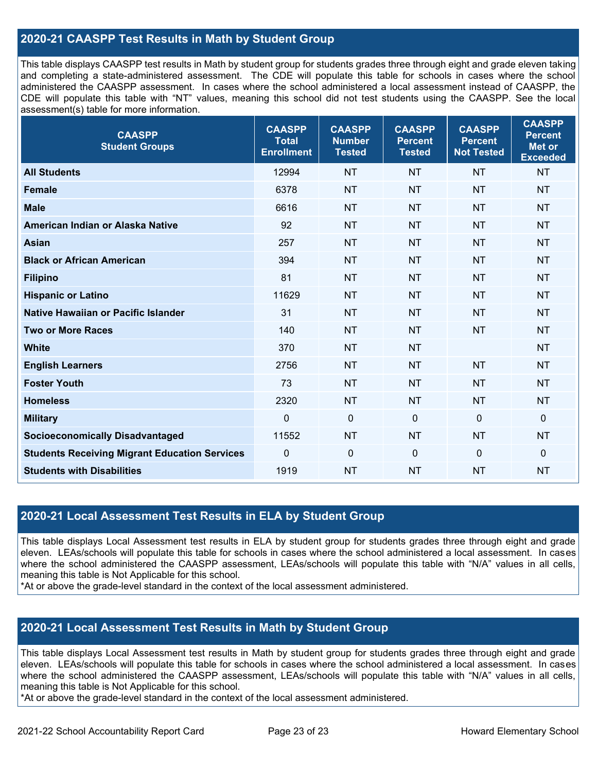## 2020-21 CAASPP Test Results in Math by Student Group

This table displays CAASPP test results in Math by student group for students grades three through eight and grade eleven taking and completing a state-administered assessment. The CDE will populate this table for schools in cases where the school administered the CAASPP assessment. In cases where the school administered a local assessment instead of CAASPP, the CDE will populate this table with "NT" values, meaning this school did not test students using the CAASPP. See the local assessment(s) table for more information.

| CAASPP Student Groups | CAASPP Total Enrollment | CAASPP Number Tested | CAASPP Percent Tested | CAASPP Percent Not Tested | CAASPP Percent Met or Exceeded |
|---|---|---|---|---|---|
| **All Students** | 12994 | NT | NT | NT | NT |
| **Female** | 6378 | NT | NT | NT | NT |
| **Male** | 6616 | NT | NT | NT | NT |
| **American Indian or Alaska Native** | 92 | NT | NT | NT | NT |
| **Asian** | 257 | NT | NT | NT | NT |
| **Black or African American** | 394 | NT | NT | NT | NT |
| **Filipino** | 81 | NT | NT | NT | NT |
| **Hispanic or Latino** | 11629 | NT | NT | NT | NT |
| **Native Hawaiian or Pacific Islander** | 31 | NT | NT | NT | NT |
| **Two or More Races** | 140 | NT | NT | NT | NT |
| **White** | 370 | NT | NT | | NT |
| **English Learners** | 2756 | NT | NT | NT | NT |
| **Foster Youth** | 73 | NT | NT | NT | NT |
| **Homeless** | 2320 | NT | NT | NT | NT |
| **Military** | 0 | 0 | 0 | 0 | 0 |
| **Socioeconomically Disadvantaged** | 11552 | NT | NT | NT | NT |
| **Students Receiving Migrant Education Services** | 0 | 0 | 0 | 0 | 0 |
| **Students with Disabilities** | 1919 | NT | NT | NT | NT |

## 2020-21 Local Assessment Test Results in ELA by Student Group

This table displays Local Assessment test results in ELA by student group for students grades three through eight and grade eleven. LEAs/schools will populate this table for schools in cases where the school administered a local assessment. In cases where the school administered the CAASPP assessment, LEAs/schools will populate this table with "N/A" values in all cells, meaning this table is Not Applicable for this school.

*At or above the grade-level standard in the context of the local assessment administered.

## 2020-21 Local Assessment Test Results in Math by Student Group

This table displays Local Assessment test results in Math by student group for students grades three through eight and grade eleven. LEAs/schools will populate this table for schools in cases where the school administered a local assessment. In cases where the school administered the CAASPP assessment, LEAs/schools will populate this table with "N/A" values in all cells, meaning this table is Not Applicable for this school.

*At or above the grade-level standard in the context of the local assessment administered.